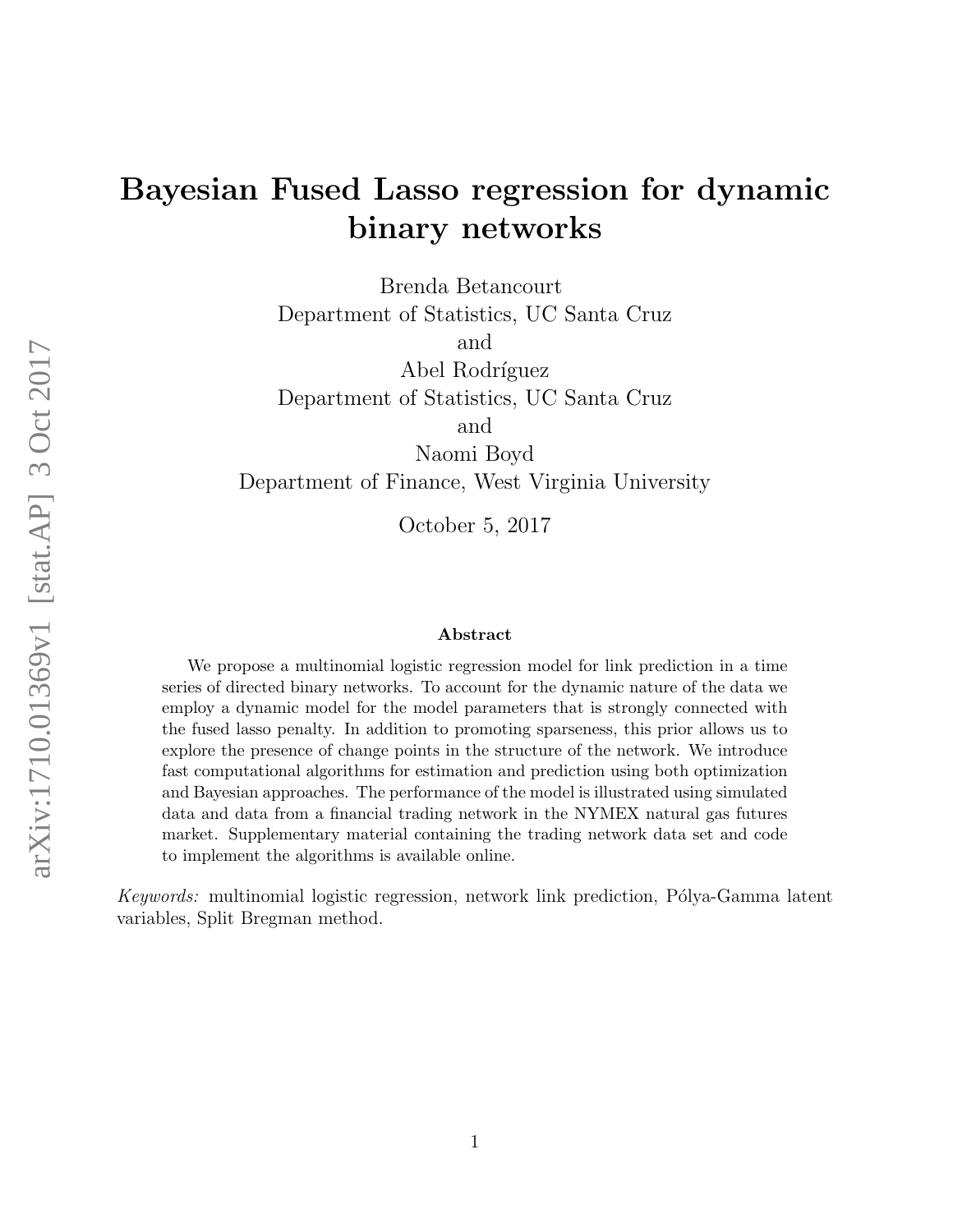# Bayesian Fused Lasso regression for dynamic binary networks

Brenda Betancourt
Department of Statistics, UC Santa Cruz
and
Abel Rodríguez
Department of Statistics, UC Santa Cruz
and
Naomi Boyd
Department of Finance, West Virginia University

October 5, 2017

### Abstract

We propose a multinomial logistic regression model for link prediction in a time series of directed binary networks. To account for the dynamic nature of the data we employ a dynamic model for the model parameters that is strongly connected with the fused lasso penalty. In addition to promoting sparseness, this prior allows us to explore the presence of change points in the structure of the network. We introduce fast computational algorithms for estimation and prediction using both optimization and Bayesian approaches. The performance of the model is illustrated using simulated data and data from a financial trading network in the NYMEX natural gas futures market. Supplementary material containing the trading network data set and code to implement the algorithms is available online.

*Keywords:* multinomial logistic regression, network link prediction, Pólya-Gamma latent variables, Split Bregman method.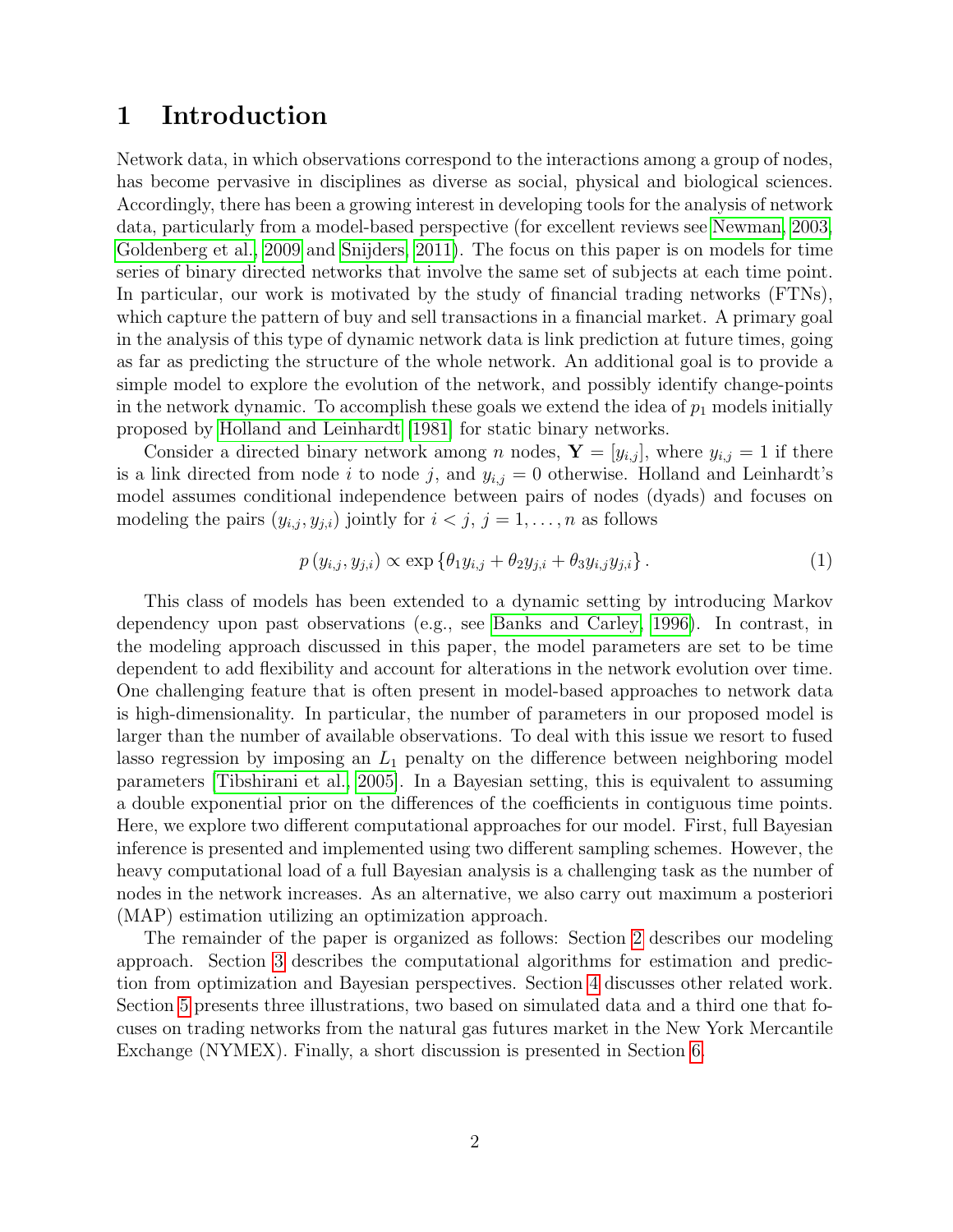# 1 Introduction

Network data, in which observations correspond to the interactions among a group of nodes, has become pervasive in disciplines as diverse as social, physical and biological sciences. Accordingly, there has been a growing interest in developing tools for the analysis of network data, particularly from a model-based perspective (for excellent reviews see Newman, 2003, Goldenberg et al., 2009 and Snijders, 2011). The focus on this paper is on models for time series of binary directed networks that involve the same set of subjects at each time point. In particular, our work is motivated by the study of financial trading networks (FTNs), which capture the pattern of buy and sell transactions in a financial market. A primary goal in the analysis of this type of dynamic network data is link prediction at future times, going as far as predicting the structure of the whole network. An additional goal is to provide a simple model to explore the evolution of the network, and possibly identify change-points in the network dynamic. To accomplish these goals we extend the idea of $p_1$ models initially proposed by Holland and Leinhardt [1981] for static binary networks.

Consider a directed binary network among $n$ nodes, $\mathbf{Y} = [y_{i,j}]$, where $y_{i,j} = 1$ if there is a link directed from node $i$ to node $j$, and $y_{i,j} = 0$ otherwise. Holland and Leinhardt's model assumes conditional independence between pairs of nodes (dyads) and focuses on modeling the pairs $(y_{i,j}, y_{j,i})$ jointly for $i < j$, $j = 1, \ldots, n$ as follows

$$p\left(y_{i,j}, y_{j,i}\right) \propto \exp\left\{\theta_1 y_{i,j} + \theta_2 y_{j,i} + \theta_3 y_{i,j} y_{j,i}\right\}. \tag{1}$$

This class of models has been extended to a dynamic setting by introducing Markov dependency upon past observations (e.g., see Banks and Carley, 1996). In contrast, in the modeling approach discussed in this paper, the model parameters are set to be time dependent to add flexibility and account for alterations in the network evolution over time. One challenging feature that is often present in model-based approaches to network data is high-dimensionality. In particular, the number of parameters in our proposed model is larger than the number of available observations. To deal with this issue we resort to fused lasso regression by imposing an $L_1$ penalty on the difference between neighboring model parameters [Tibshirani et al., 2005]. In a Bayesian setting, this is equivalent to assuming a double exponential prior on the differences of the coefficients in contiguous time points. Here, we explore two different computational approaches for our model. First, full Bayesian inference is presented and implemented using two different sampling schemes. However, the heavy computational load of a full Bayesian analysis is a challenging task as the number of nodes in the network increases. As an alternative, we also carry out maximum a posteriori (MAP) estimation utilizing an optimization approach.

The remainder of the paper is organized as follows: Section 2 describes our modeling approach. Section 3 describes the computational algorithms for estimation and prediction from optimization and Bayesian perspectives. Section 4 discusses other related work. Section 5 presents three illustrations, two based on simulated data and a third one that focuses on trading networks from the natural gas futures market in the New York Mercantile Exchange (NYMEX). Finally, a short discussion is presented in Section 6.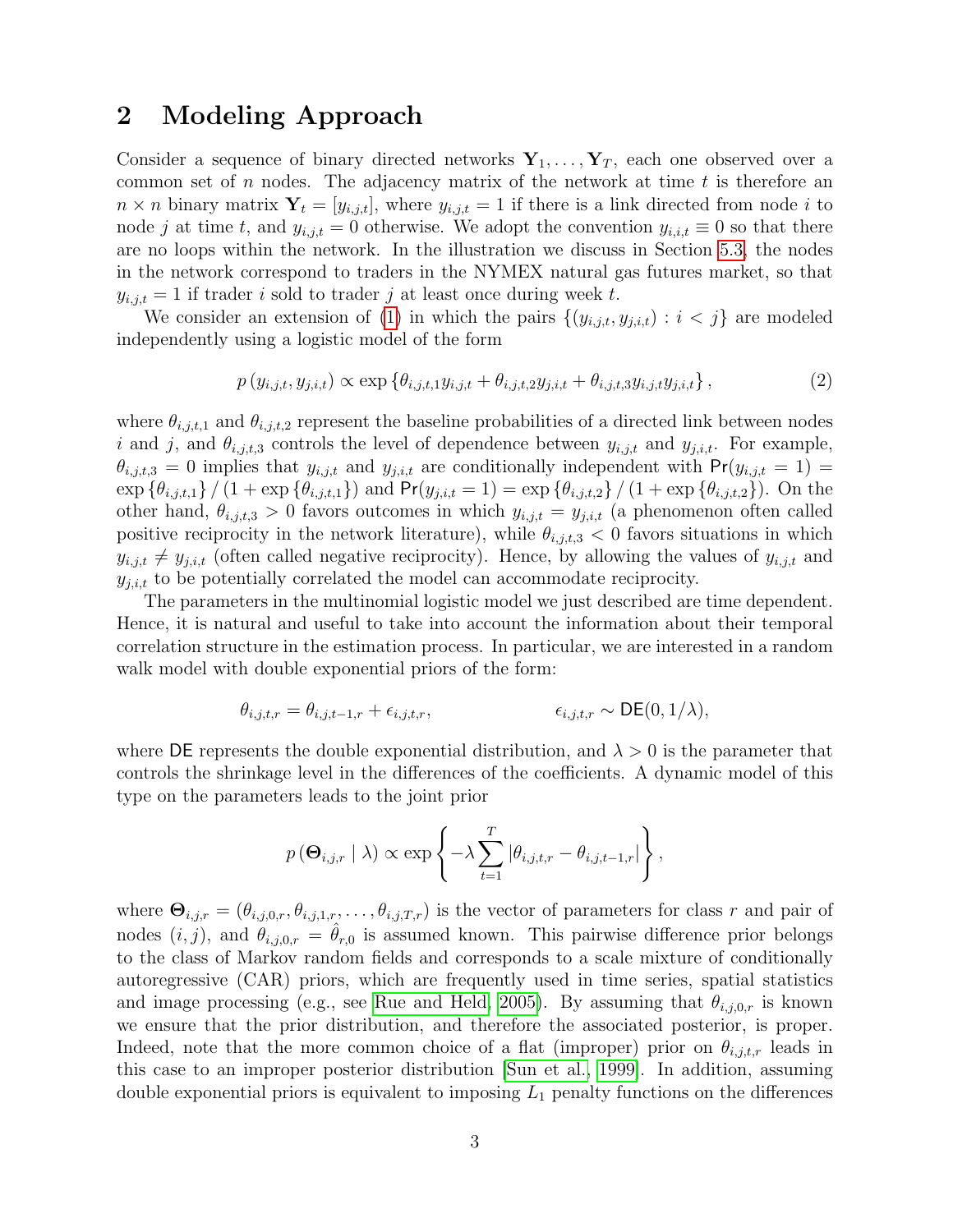## 2 Modeling Approach

Consider a sequence of binary directed networks $\mathbf{Y}_1, \ldots, \mathbf{Y}_T$, each one observed over a common set of $n$ nodes. The adjacency matrix of the network at time $t$ is therefore an $n \times n$ binary matrix $\mathbf{Y}_t = [y_{i,j,t}]$, where $y_{i,j,t} = 1$ if there is a link directed from node $i$ to node $j$ at time $t$, and $y_{i,j,t} = 0$ otherwise. We adopt the convention $y_{i,i,t} \equiv 0$ so that there are no loops within the network. In the illustration we discuss in Section 5.3, the nodes in the network correspond to traders in the NYMEX natural gas futures market, so that $y_{i,j,t} = 1$ if trader $i$ sold to trader $j$ at least once during week $t$.

We consider an extension of (1) in which the pairs $\{(y_{i,j,t}, y_{j,i,t}) : i < j\}$ are modeled independently using a logistic model of the form

$$p\left(y_{i,j,t}, y_{j,i,t}\right) \propto \exp\left\{\theta_{i,j,t,1} y_{i,j,t} + \theta_{i,j,t,2} y_{j,i,t} + \theta_{i,j,t,3} y_{i,j,t} y_{j,i,t}\right\}, \tag{2}$$

where $\theta_{i,j,t,1}$ and $\theta_{i,j,t,2}$ represent the baseline probabilities of a directed link between nodes $i$ and $j$, and $\theta_{i,j,t,3}$ controls the level of dependence between $y_{i,j,t}$ and $y_{j,i,t}$. For example, $\theta_{i,j,t,3} = 0$ implies that $y_{i,j,t}$ and $y_{j,i,t}$ are conditionally independent with $\mathsf{Pr}(y_{i,j,t} = 1) = \exp\{\theta_{i,j,t,1}\} / (1 + \exp\{\theta_{i,j,t,1}\})$ and $\mathsf{Pr}(y_{j,i,t} = 1) = \exp\{\theta_{i,j,t,2}\} / (1 + \exp\{\theta_{i,j,t,2}\})$. On the other hand, $\theta_{i,j,t,3} > 0$ favors outcomes in which $y_{i,j,t} = y_{j,i,t}$ (a phenomenon often called positive reciprocity in the network literature), while $\theta_{i,j,t,3} < 0$ favors situations in which $y_{i,j,t} \neq y_{j,i,t}$ (often called negative reciprocity). Hence, by allowing the values of $y_{i,j,t}$ and $y_{j,i,t}$ to be potentially correlated the model can accommodate reciprocity.

The parameters in the multinomial logistic model we just described are time dependent. Hence, it is natural and useful to take into account the information about their temporal correlation structure in the estimation process. In particular, we are interested in a random walk model with double exponential priors of the form:

$$\theta_{i,j,t,r} = \theta_{i,j,t-1,r} + \epsilon_{i,j,t,r}, \qquad\qquad \epsilon_{i,j,t,r} \sim \mathsf{DE}(0, 1/\lambda),$$

where $\mathsf{DE}$ represents the double exponential distribution, and $\lambda > 0$ is the parameter that controls the shrinkage level in the differences of the coefficients. A dynamic model of this type on the parameters leads to the joint prior

$$p\left(\mathbf{\Theta}_{i,j,r} \mid \lambda\right) \propto \exp\left\{-\lambda \sum_{t=1}^{T} \left|\theta_{i,j,t,r} - \theta_{i,j,t-1,r}\right|\right\},$$

where $\mathbf{\Theta}_{i,j,r} = (\theta_{i,j,0,r}, \theta_{i,j,1,r}, \ldots, \theta_{i,j,T,r})$ is the vector of parameters for class $r$ and pair of nodes $(i,j)$, and $\theta_{i,j,0,r} = \hat{\theta}_{r,0}$ is assumed known. This pairwise difference prior belongs to the class of Markov random fields and corresponds to a scale mixture of conditionally autoregressive (CAR) priors, which are frequently used in time series, spatial statistics and image processing (e.g., see Rue and Held, 2005). By assuming that $\theta_{i,j,0,r}$ is known we ensure that the prior distribution, and therefore the associated posterior, is proper. Indeed, note that the more common choice of a flat (improper) prior on $\theta_{i,j,t,r}$ leads in this case to an improper posterior distribution [Sun et al., 1999]. In addition, assuming double exponential priors is equivalent to imposing $L_1$ penalty functions on the differences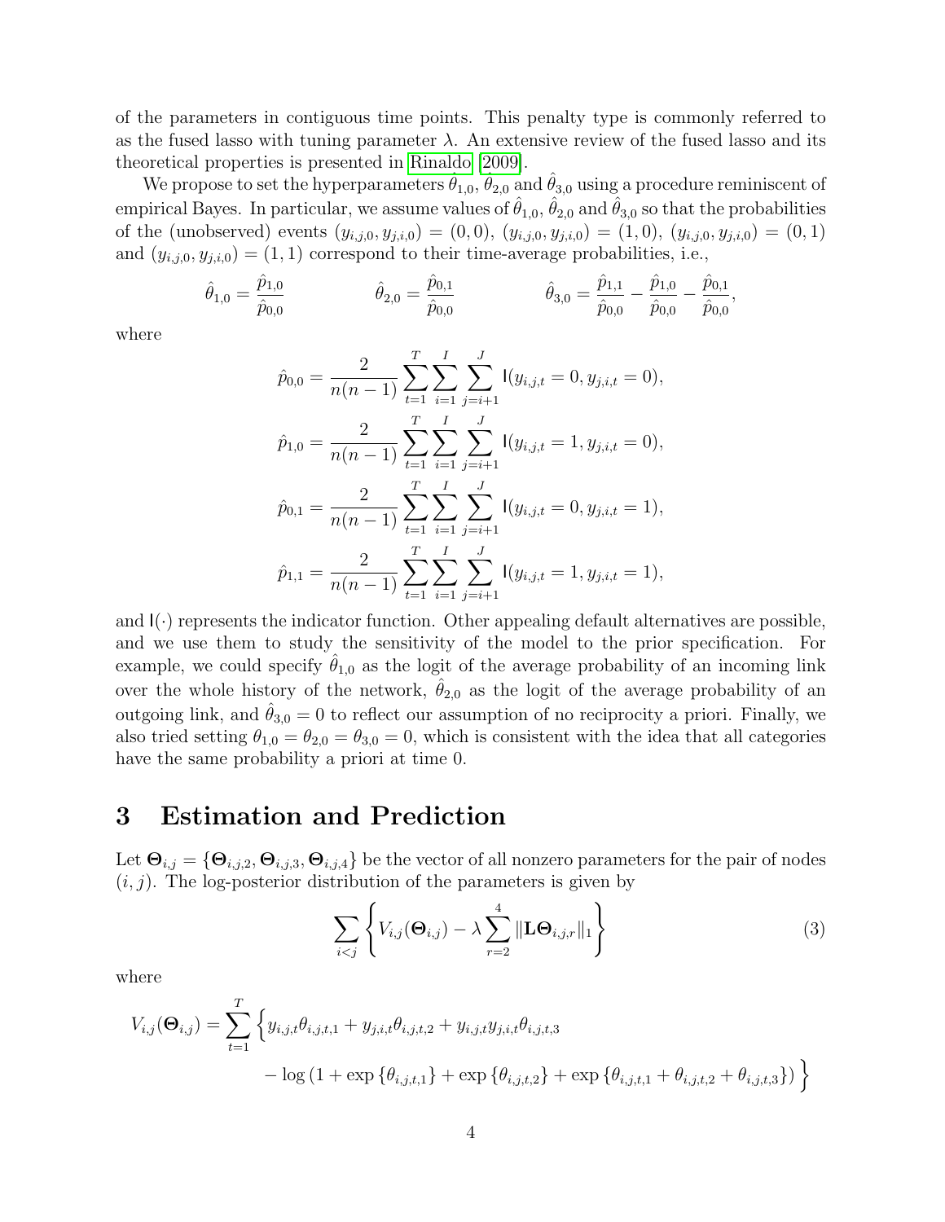of the parameters in contiguous time points. This penalty type is commonly referred to as the fused lasso with tuning parameter $\lambda$. An extensive review of the fused lasso and its theoretical properties is presented in Rinaldo [2009].

We propose to set the hyperparameters $\hat{\theta}_{1,0}$, $\hat{\theta}_{2,0}$ and $\hat{\theta}_{3,0}$ using a procedure reminiscent of empirical Bayes. In particular, we assume values of $\hat{\theta}_{1,0}$, $\hat{\theta}_{2,0}$ and $\hat{\theta}_{3,0}$ so that the probabilities of the (unobserved) events $(y_{i,j,0}, y_{j,i,0}) = (0,0)$, $(y_{i,j,0}, y_{j,i,0}) = (1,0)$, $(y_{i,j,0}, y_{j,i,0}) = (0,1)$ and $(y_{i,j,0}, y_{j,i,0}) = (1,1)$ correspond to their time-average probabilities, i.e.,

$$\hat{\theta}_{1,0} = \frac{\hat{p}_{1,0}}{\hat{p}_{0,0}} \qquad \hat{\theta}_{2,0} = \frac{\hat{p}_{0,1}}{\hat{p}_{0,0}} \qquad \hat{\theta}_{3,0} = \frac{\hat{p}_{1,1}}{\hat{p}_{0,0}} - \frac{\hat{p}_{1,0}}{\hat{p}_{0,0}} - \frac{\hat{p}_{0,1}}{\hat{p}_{0,0}},$$

where

$$\hat{p}_{0,0} = \frac{2}{n(n-1)} \sum_{t=1}^{T} \sum_{i=1}^{I} \sum_{j=i+1}^{J} \mathsf{I}(y_{i,j,t} = 0, y_{j,i,t} = 0),$$

$$\hat{p}_{1,0} = \frac{2}{n(n-1)} \sum_{t=1}^{T} \sum_{i=1}^{I} \sum_{j=i+1}^{J} \mathsf{I}(y_{i,j,t} = 1, y_{j,i,t} = 0),$$

$$\hat{p}_{0,1} = \frac{2}{n(n-1)} \sum_{t=1}^{T} \sum_{i=1}^{I} \sum_{j=i+1}^{J} \mathsf{I}(y_{i,j,t} = 0, y_{j,i,t} = 1),$$

$$\hat{p}_{1,1} = \frac{2}{n(n-1)} \sum_{t=1}^{T} \sum_{i=1}^{I} \sum_{j=i+1}^{J} \mathsf{I}(y_{i,j,t} = 1, y_{j,i,t} = 1),$$

and $\mathsf{I}(\cdot)$ represents the indicator function. Other appealing default alternatives are possible, and we use them to study the sensitivity of the model to the prior specification. For example, we could specify $\hat{\theta}_{1,0}$ as the logit of the average probability of an incoming link over the whole history of the network, $\hat{\theta}_{2,0}$ as the logit of the average probability of an outgoing link, and $\hat{\theta}_{3,0} = 0$ to reflect our assumption of no reciprocity a priori. Finally, we also tried setting $\theta_{1,0} = \theta_{2,0} = \theta_{3,0} = 0$, which is consistent with the idea that all categories have the same probability a priori at time 0.

## 3 Estimation and Prediction

Let $\mathbf{\Theta}_{i,j} = \{\mathbf{\Theta}_{i,j,2}, \mathbf{\Theta}_{i,j,3}, \mathbf{\Theta}_{i,j,4}\}$ be the vector of all nonzero parameters for the pair of nodes $(i,j)$. The log-posterior distribution of the parameters is given by

$$\sum_{i<j} \left\{ V_{i,j}(\mathbf{\Theta}_{i,j}) - \lambda \sum_{r=2}^{4} \|\mathbf{L}\mathbf{\Theta}_{i,j,r}\|_1 \right\} \tag{3}$$

where

$$V_{i,j}(\mathbf{\Theta}_{i,j}) = \sum_{t=1}^{T} \Big\{ y_{i,j,t}\theta_{i,j,t,1} + y_{j,i,t}\theta_{i,j,t,2} + y_{i,j,t}y_{j,i,t}\theta_{i,j,t,3} - \log\left(1 + \exp\{\theta_{i,j,t,1}\} + \exp\{\theta_{i,j,t,2}\} + \exp\{\theta_{i,j,t,1} + \theta_{i,j,t,2} + \theta_{i,j,t,3}\}\right) \Big\}$$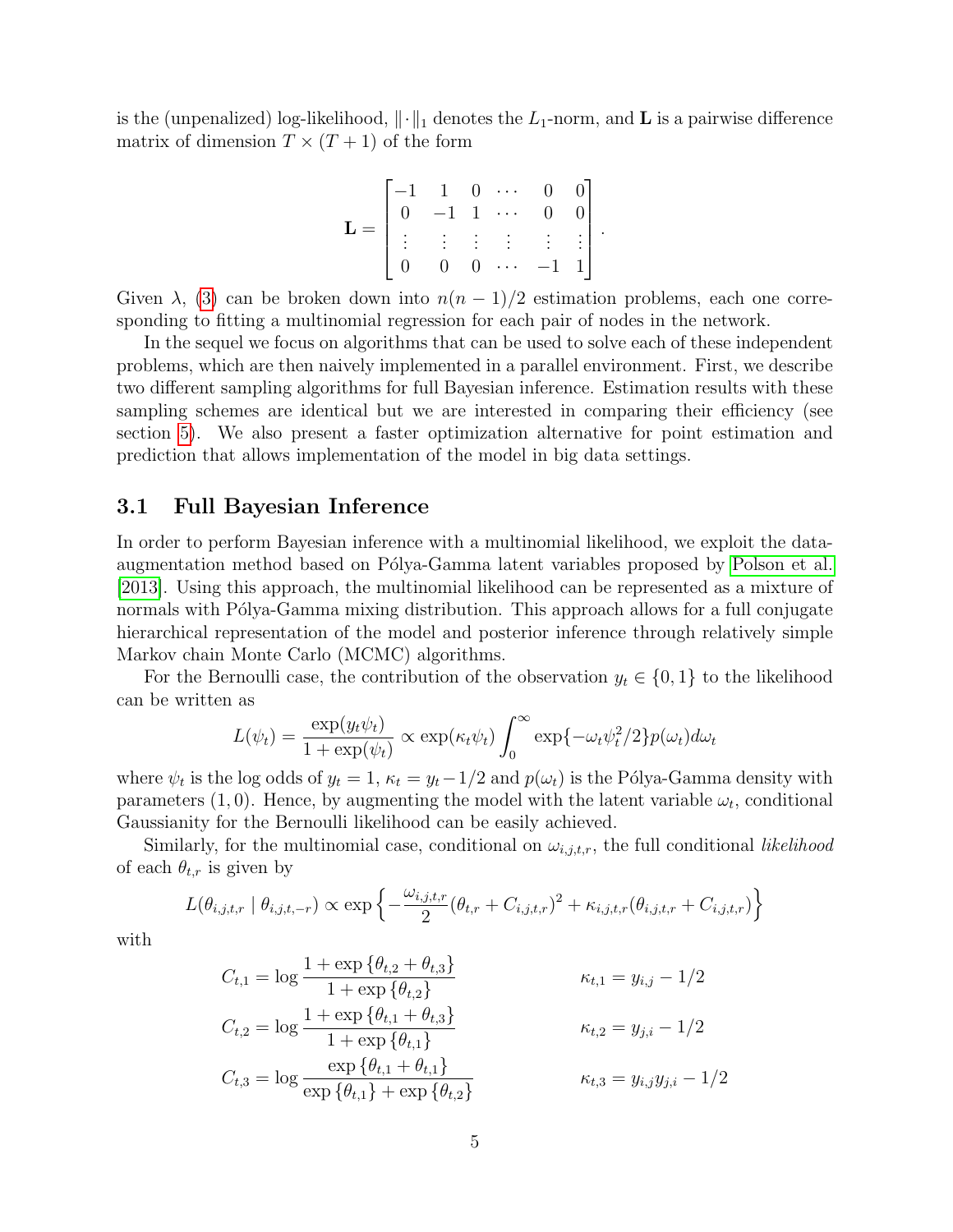is the (unpenalized) log-likelihood, $\|\cdot\|_1$ denotes the $L_1$-norm, and $\mathbf{L}$ is a pairwise difference matrix of dimension $T \times (T+1)$ of the form

$$
\mathbf{L} = \begin{bmatrix} -1 & 1 & 0 & \cdots & 0 & 0 \\ 0 & -1 & 1 & \cdots & 0 & 0 \\ \vdots & \vdots & \vdots & \vdots & \vdots & \vdots \\ 0 & 0 & 0 & \cdots & -1 & 1 \end{bmatrix}.
$$

Given $\lambda$, (3) can be broken down into $n(n-1)/2$ estimation problems, each one corresponding to fitting a multinomial regression for each pair of nodes in the network.

In the sequel we focus on algorithms that can be used to solve each of these independent problems, which are then naively implemented in a parallel environment. First, we describe two different sampling algorithms for full Bayesian inference. Estimation results with these sampling schemes are identical but we are interested in comparing their efficiency (see section 5). We also present a faster optimization alternative for point estimation and prediction that allows implementation of the model in big data settings.

## 3.1 Full Bayesian Inference

In order to perform Bayesian inference with a multinomial likelihood, we exploit the data-augmentation method based on Pólya-Gamma latent variables proposed by Polson et al. [2013]. Using this approach, the multinomial likelihood can be represented as a mixture of normals with Pólya-Gamma mixing distribution. This approach allows for a full conjugate hierarchical representation of the model and posterior inference through relatively simple Markov chain Monte Carlo (MCMC) algorithms.

For the Bernoulli case, the contribution of the observation $y_t \in \{0, 1\}$ to the likelihood can be written as

$$
L(\psi_t) = \frac{\exp(y_t \psi_t)}{1 + \exp(\psi_t)} \propto \exp(\kappa_t \psi_t) \int_0^\infty \exp\{-\omega_t \psi_t^2/2\} p(\omega_t) d\omega_t
$$

where $\psi_t$ is the log odds of $y_t = 1$, $\kappa_t = y_t - 1/2$ and $p(\omega_t)$ is the Pólya-Gamma density with parameters $(1, 0)$. Hence, by augmenting the model with the latent variable $\omega_t$, conditional Gaussianity for the Bernoulli likelihood can be easily achieved.

Similarly, for the multinomial case, conditional on $\omega_{i,j,t,r}$, the full conditional *likelihood* of each $\theta_{t,r}$ is given by

$$
L(\theta_{i,j,t,r} \mid \theta_{i,j,t,-r}) \propto \exp\left\{ -\frac{\omega_{i,j,t,r}}{2} (\theta_{t,r} + C_{i,j,t,r})^2 + \kappa_{i,j,t,r}(\theta_{i,j,t,r} + C_{i,j,t,r}) \right\}
$$

with

$$
\begin{aligned}
C_{t,1} &= \log \frac{1 + \exp\{\theta_{t,2} + \theta_{t,3}\}}{1 + \exp\{\theta_{t,2}\}} & \kappa_{t,1} &= y_{i,j} - 1/2 \\
C_{t,2} &= \log \frac{1 + \exp\{\theta_{t,1} + \theta_{t,3}\}}{1 + \exp\{\theta_{t,1}\}} & \kappa_{t,2} &= y_{j,i} - 1/2 \\
C_{t,3} &= \log \frac{\exp\{\theta_{t,1} + \theta_{t,1}\}}{\exp\{\theta_{t,1}\} + \exp\{\theta_{t,2}\}} & \kappa_{t,3} &= y_{i,j} y_{j,i} - 1/2
\end{aligned}
$$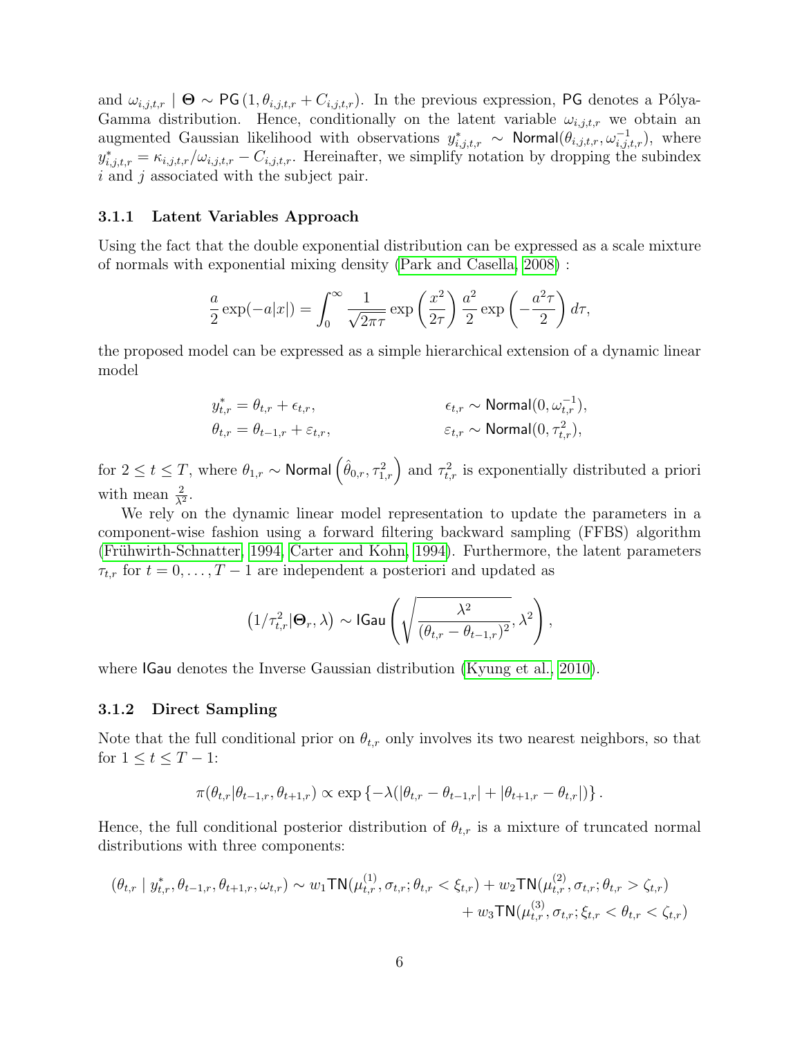and $\omega_{i,j,t,r} \mid \boldsymbol{\Theta} \sim \mathsf{PG}\left(1, \theta_{i,j,t,r} + C_{i,j,t,r}\right)$. In the previous expression, $\mathsf{PG}$ denotes a Pólya-Gamma distribution. Hence, conditionally on the latent variable $\omega_{i,j,t,r}$ we obtain an augmented Gaussian likelihood with observations $y^*_{i,j,t,r} \sim \mathsf{Normal}(\theta_{i,j,t,r}, \omega^{-1}_{i,j,t,r})$, where $y^*_{i,j,t,r} = \kappa_{i,j,t,r}/\omega_{i,j,t,r} - C_{i,j,t,r}$. Hereinafter, we simplify notation by dropping the subindex $i$ and $j$ associated with the subject pair.

### 3.1.1 Latent Variables Approach

Using the fact that the double exponential distribution can be expressed as a scale mixture of normals with exponential mixing density (Park and Casella, 2008) :

$$\frac{a}{2}\exp(-a|x|) = \int_0^\infty \frac{1}{\sqrt{2\pi\tau}} \exp\left(\frac{x^2}{2\tau}\right) \frac{a^2}{2} \exp\left(-\frac{a^2\tau}{2}\right) d\tau,$$

the proposed model can be expressed as a simple hierarchical extension of a dynamic linear model

$$\begin{aligned} y^*_{t,r} &= \theta_{t,r} + \epsilon_{t,r}, & \epsilon_{t,r} &\sim \mathsf{Normal}(0, \omega^{-1}_{t,r}), \\ \theta_{t,r} &= \theta_{t-1,r} + \varepsilon_{t,r}, & \varepsilon_{t,r} &\sim \mathsf{Normal}(0, \tau^2_{t,r}), \end{aligned}$$

for $2 \leq t \leq T$, where $\theta_{1,r} \sim \mathsf{Normal}\left(\hat{\theta}_{0,r}, \tau^2_{1,r}\right)$ and $\tau^2_{t,r}$ is exponentially distributed a priori with mean $\frac{2}{\lambda^2}$.

We rely on the dynamic linear model representation to update the parameters in a component-wise fashion using a forward filtering backward sampling (FFBS) algorithm (Frühwirth-Schnatter, 1994; Carter and Kohn, 1994). Furthermore, the latent parameters $\tau_{t,r}$ for $t = 0, \ldots, T-1$ are independent a posteriori and updated as

$$\left(1/\tau^2_{t,r} | \boldsymbol{\Theta}_r, \lambda\right) \sim \mathsf{IGau}\left(\sqrt{\frac{\lambda^2}{(\theta_{t,r} - \theta_{t-1,r})^2}}, \lambda^2\right),$$

where $\mathsf{IGau}$ denotes the Inverse Gaussian distribution (Kyung et al., 2010).

### 3.1.2 Direct Sampling

Note that the full conditional prior on $\theta_{t,r}$ only involves its two nearest neighbors, so that for $1 \leq t \leq T-1$:

$$\pi(\theta_{t,r} | \theta_{t-1,r}, \theta_{t+1,r}) \propto \exp\left\{-\lambda(|\theta_{t,r} - \theta_{t-1,r}| + |\theta_{t+1,r} - \theta_{t,r}|)\right\}.$$

Hence, the full conditional posterior distribution of $\theta_{t,r}$ is a mixture of truncated normal distributions with three components:

$$\begin{aligned} (\theta_{t,r} \mid y^*_{t,r}, \theta_{t-1,r}, \theta_{t+1,r}, \omega_{t,r}) \sim w_1 \mathsf{TN}(\mu^{(1)}_{t,r}, \sigma_{t,r}; \theta_{t,r} < \xi_{t,r}) + w_2 \mathsf{TN}(\mu^{(2)}_{t,r}, \sigma_{t,r}; \theta_{t,r} > \zeta_{t,r}) \\ + w_3 \mathsf{TN}(\mu^{(3)}_{t,r}, \sigma_{t,r}; \xi_{t,r} < \theta_{t,r} < \zeta_{t,r}) \end{aligned}$$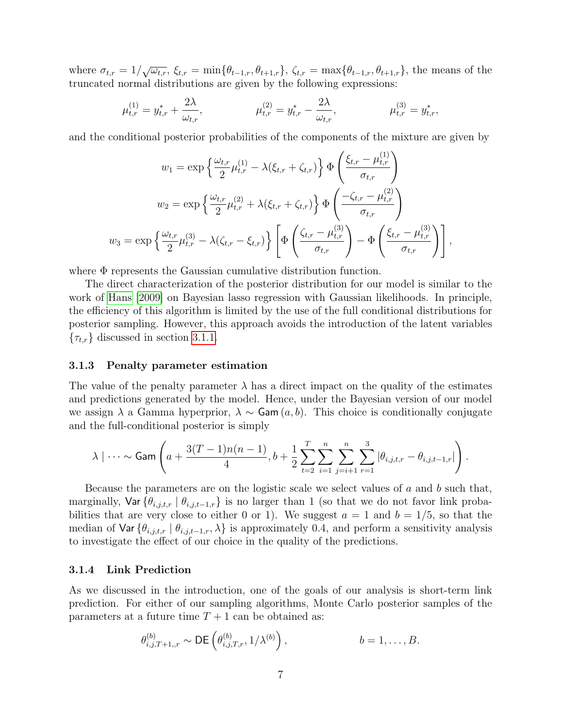where $\sigma_{t,r} = 1/\sqrt{\omega_{t,r}}$, $\xi_{t,r} = \min\{\theta_{t-1,r}, \theta_{t+1,r}\}$, $\zeta_{t,r} = \max\{\theta_{t-1,r}, \theta_{t+1,r}\}$, the means of the truncated normal distributions are given by the following expressions:

$$\mu_{t,r}^{(1)} = y_{t,r}^* + \frac{2\lambda}{\omega_{t,r}}, \qquad \mu_{t,r}^{(2)} = y_{t,r}^* - \frac{2\lambda}{\omega_{t,r}}, \qquad \mu_{t,r}^{(3)} = y_{t,r}^*,$$

and the conditional posterior probabilities of the components of the mixture are given by

$$w_1 = \exp\left\{ \frac{\omega_{t,r}}{2} \mu_{t,r}^{(1)} - \lambda(\xi_{t,r} + \zeta_{t,r}) \right\} \Phi\left( \frac{\xi_{t,r} - \mu_{t,r}^{(1)}}{\sigma_{t,r}} \right)$$

$$w_2 = \exp\left\{ \frac{\omega_{t,r}}{2} \mu_{t,r}^{(2)} + \lambda(\xi_{t,r} + \zeta_{t,r}) \right\} \Phi\left( \frac{-\zeta_{t,r} - \mu_{t,r}^{(2)}}{\sigma_{t,r}} \right)$$

$$w_3 = \exp\left\{ \frac{\omega_{t,r}}{2} \mu_{t,r}^{(3)} - \lambda(\zeta_{t,r} - \xi_{t,r}) \right\} \left[ \Phi\left( \frac{\zeta_{t,r} - \mu_{t,r}^{(3)}}{\sigma_{t,r}} \right) - \Phi\left( \frac{\xi_{t,r} - \mu_{t,r}^{(3)}}{\sigma_{t,r}} \right) \right],$$

where $\Phi$ represents the Gaussian cumulative distribution function.

The direct characterization of the posterior distribution for our model is similar to the work of Hans [2009] on Bayesian lasso regression with Gaussian likelihoods. In principle, the efficiency of this algorithm is limited by the use of the full conditional distributions for posterior sampling. However, this approach avoids the introduction of the latent variables $\{\tau_{t,r}\}$ discussed in section 3.1.1.

### 3.1.3 Penalty parameter estimation

The value of the penalty parameter $\lambda$ has a direct impact on the quality of the estimates and predictions generated by the model. Hence, under the Bayesian version of our model we assign $\lambda$ a Gamma hyperprior, $\lambda \sim \mathsf{Gam}(a, b)$. This choice is conditionally conjugate and the full-conditional posterior is simply

$$\lambda \mid \cdots \sim \mathsf{Gam}\left( a + \frac{3(T-1)n(n-1)}{4}, b + \frac{1}{2} \sum_{t=2}^{T} \sum_{i=1}^{n} \sum_{j=i+1}^{n} \sum_{r=1}^{3} |\theta_{i,j,t,r} - \theta_{i,j,t-1,r}| \right).$$

Because the parameters are on the logistic scale we select values of $a$ and $b$ such that, marginally, $\mathsf{Var}\{\theta_{i,j,t,r} \mid \theta_{i,j,t-1,r}\}$ is no larger than 1 (so that we do not favor link probabilities that are very close to either 0 or 1). We suggest $a = 1$ and $b = 1/5$, so that the median of $\mathsf{Var}\{\theta_{i,j,t,r} \mid \theta_{i,j,t-1,r}, \lambda\}$ is approximately 0.4, and perform a sensitivity analysis to investigate the effect of our choice in the quality of the predictions.

### 3.1.4 Link Prediction

As we discussed in the introduction, one of the goals of our analysis is short-term link prediction. For either of our sampling algorithms, Monte Carlo posterior samples of the parameters at a future time $T+1$ can be obtained as:

$$\theta_{i,j,T+1,,r}^{(b)} \sim \mathsf{DE}\left( \theta_{i,j,T,r}^{(b)}, 1/\lambda^{(b)} \right), \qquad b = 1, \ldots, B.$$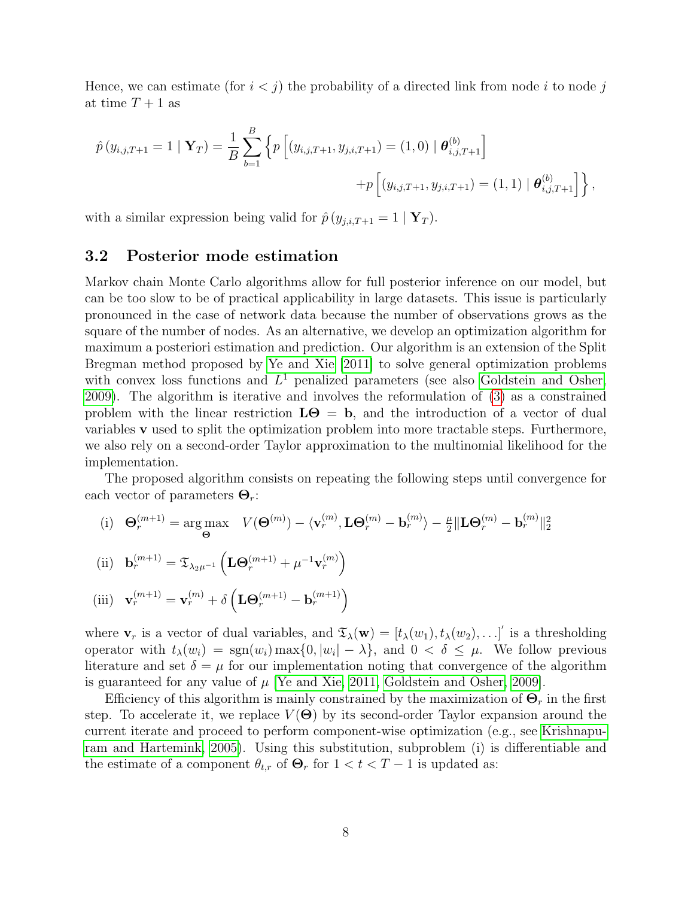Hence, we can estimate (for $i < j$) the probability of a directed link from node $i$ to node $j$ at time $T+1$ as

$$
\hat{p}\left(y_{i,j,T+1} = 1 \mid \mathbf{Y}_T\right) = \frac{1}{B} \sum_{b=1}^{B} \left\{ p\left[ (y_{i,j,T+1}, y_{j,i,T+1}) = (1,0) \mid \boldsymbol{\theta}^{(b)}_{i,j,T+1} \right] + p\left[ (y_{i,j,T+1}, y_{j,i,T+1}) = (1,1) \mid \boldsymbol{\theta}^{(b)}_{i,j,T+1} \right] \right\},
$$

with a similar expression being valid for $\hat{p}\left(y_{j,i,T+1} = 1 \mid \mathbf{Y}_T\right)$.

## 3.2 Posterior mode estimation

Markov chain Monte Carlo algorithms allow for full posterior inference on our model, but can be too slow to be of practical applicability in large datasets. This issue is particularly pronounced in the case of network data because the number of observations grows as the square of the number of nodes. As an alternative, we develop an optimization algorithm for maximum a posteriori estimation and prediction. Our algorithm is an extension of the Split Bregman method proposed by Ye and Xie [2011] to solve general optimization problems with convex loss functions and $L^1$ penalized parameters (see also Goldstein and Osher, 2009). The algorithm is iterative and involves the reformulation of (3) as a constrained problem with the linear restriction $\mathbf{L}\boldsymbol{\Theta} = \mathbf{b}$, and the introduction of a vector of dual variables $\mathbf{v}$ used to split the optimization problem into more tractable steps. Furthermore, we also rely on a second-order Taylor approximation to the multinomial likelihood for the implementation.

The proposed algorithm consists on repeating the following steps until convergence for each vector of parameters $\boldsymbol{\Theta}_r$:

$$
\text{(i)} \quad \boldsymbol{\Theta}^{(m+1)}_r = \arg\max_{\boldsymbol{\Theta}} \quad V(\boldsymbol{\Theta}^{(m)}) - \langle \mathbf{v}^{(m)}_r, \mathbf{L}\boldsymbol{\Theta}^{(m)}_r - \mathbf{b}^{(m)}_r \rangle - \tfrac{\mu}{2} \|\mathbf{L}\boldsymbol{\Theta}^{(m)}_r - \mathbf{b}^{(m)}_r\|_2^2
$$

$$
\text{(ii)} \quad \mathbf{b}^{(m+1)}_r = \mathfrak{T}_{\lambda_2 \mu^{-1}} \left( \mathbf{L}\boldsymbol{\Theta}^{(m+1)}_r + \mu^{-1} \mathbf{v}^{(m)}_r \right)
$$

$$
\text{(iii)} \quad \mathbf{v}^{(m+1)}_r = \mathbf{v}^{(m)}_r + \delta \left( \mathbf{L}\boldsymbol{\Theta}^{(m+1)}_r - \mathbf{b}^{(m+1)}_r \right)
$$

where $\mathbf{v}_r$ is a vector of dual variables, and $\mathfrak{T}_\lambda(\mathbf{w}) = [t_\lambda(w_1), t_\lambda(w_2), \ldots]'$ is a thresholding operator with $t_\lambda(w_i) = \operatorname{sgn}(w_i)\max\{0, |w_i| - \lambda\}$, and $0 < \delta \leq \mu$. We follow previous literature and set $\delta = \mu$ for our implementation noting that convergence of the algorithm is guaranteed for any value of $\mu$ [Ye and Xie, 2011, Goldstein and Osher, 2009].

Efficiency of this algorithm is mainly constrained by the maximization of $\boldsymbol{\Theta}_r$ in the first step. To accelerate it, we replace $V(\boldsymbol{\Theta})$ by its second-order Taylor expansion around the current iterate and proceed to perform component-wise optimization (e.g., see Krishnapuram and Hartemink, 2005). Using this substitution, subproblem (i) is differentiable and the estimate of a component $\theta_{t,r}$ of $\boldsymbol{\Theta}_r$ for $1 < t < T-1$ is updated as: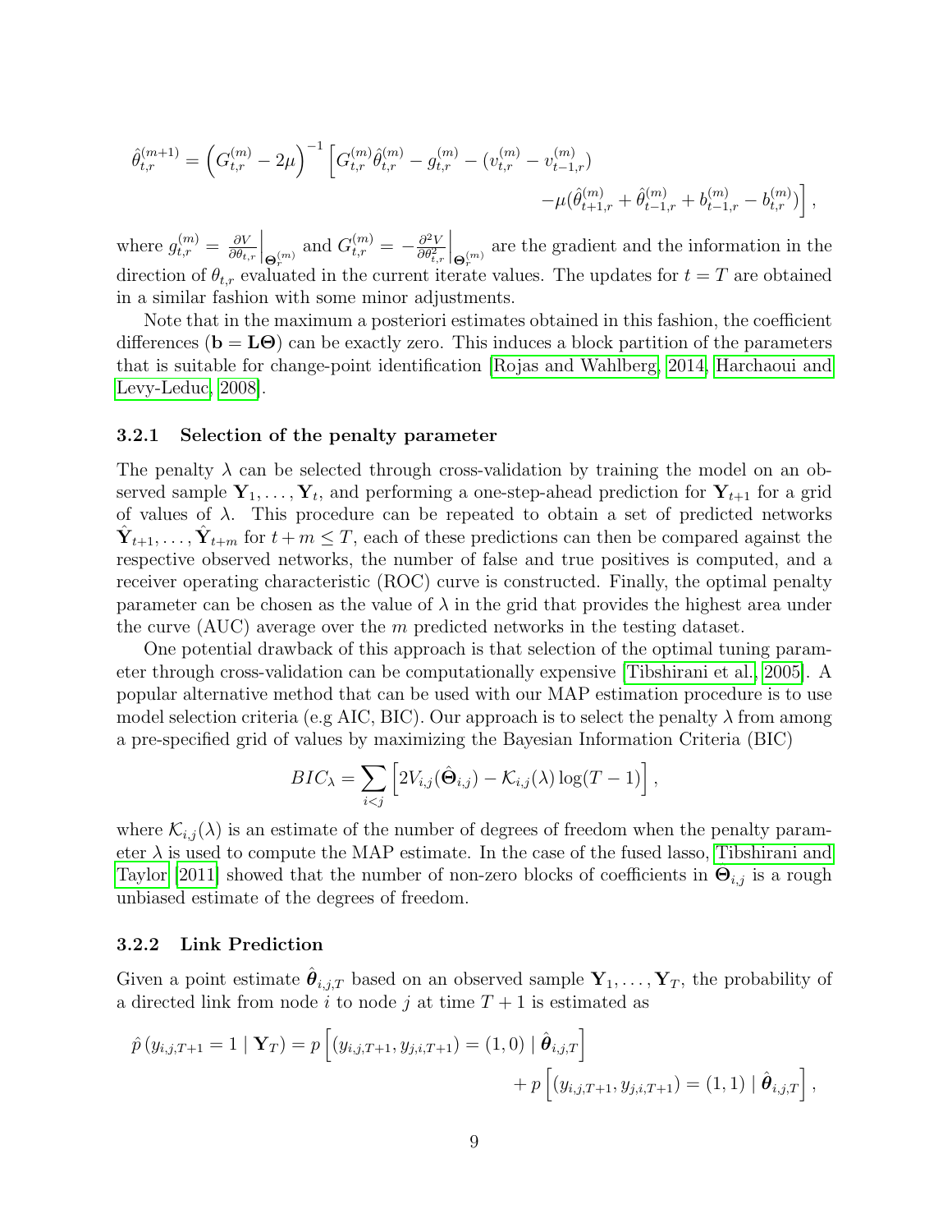$$\hat{\theta}_{t,r}^{(m+1)} = \left(G_{t,r}^{(m)} - 2\mu\right)^{-1} \Big[G_{t,r}^{(m)}\hat{\theta}_{t,r}^{(m)} - g_{t,r}^{(m)} - (v_{t,r}^{(m)} - v_{t-1,r}^{(m)}) \\ -\mu(\hat{\theta}_{t+1,r}^{(m)} + \hat{\theta}_{t-1,r}^{(m)} + b_{t-1,r}^{(m)} - b_{t,r}^{(m)})\Big],$$

where $g_{t,r}^{(m)} = \frac{\partial V}{\partial \theta_{t,r}}\Big|_{\mathbf{\Theta}_r^{(m)}}$ and $G_{t,r}^{(m)} = -\frac{\partial^2 V}{\partial \theta_{t,r}^2}\Big|_{\mathbf{\Theta}_r^{(m)}}$ are the gradient and the information in the direction of $\theta_{t,r}$ evaluated in the current iterate values. The updates for $t = T$ are obtained in a similar fashion with some minor adjustments.

Note that in the maximum a posteriori estimates obtained in this fashion, the coefficient differences ($\mathbf{b} = \mathbf{L}\mathbf{\Theta}$) can be exactly zero. This induces a block partition of the parameters that is suitable for change-point identification [Rojas and Wahlberg, 2014, Harchaoui and Levy-Leduc, 2008].

### 3.2.1 Selection of the penalty parameter

The penalty $\lambda$ can be selected through cross-validation by training the model on an observed sample $\mathbf{Y}_1, \ldots, \mathbf{Y}_t$, and performing a one-step-ahead prediction for $\mathbf{Y}_{t+1}$ for a grid of values of $\lambda$. This procedure can be repeated to obtain a set of predicted networks $\hat{\mathbf{Y}}_{t+1}, \ldots, \hat{\mathbf{Y}}_{t+m}$ for $t + m \leq T$, each of these predictions can then be compared against the respective observed networks, the number of false and true positives is computed, and a receiver operating characteristic (ROC) curve is constructed. Finally, the optimal penalty parameter can be chosen as the value of $\lambda$ in the grid that provides the highest area under the curve (AUC) average over the $m$ predicted networks in the testing dataset.

One potential drawback of this approach is that selection of the optimal tuning parameter through cross-validation can be computationally expensive [Tibshirani et al., 2005]. A popular alternative method that can be used with our MAP estimation procedure is to use model selection criteria (e.g AIC, BIC). Our approach is to select the penalty $\lambda$ from among a pre-specified grid of values by maximizing the Bayesian Information Criteria (BIC)

$$BIC_\lambda = \sum_{i<j} \left[2V_{i,j}(\hat{\mathbf{\Theta}}_{i,j}) - \mathcal{K}_{i,j}(\lambda)\log(T-1)\right],$$

where $\mathcal{K}_{i,j}(\lambda)$ is an estimate of the number of degrees of freedom when the penalty parameter $\lambda$ is used to compute the MAP estimate. In the case of the fused lasso, Tibshirani and Taylor [2011] showed that the number of non-zero blocks of coefficients in $\mathbf{\Theta}_{i,j}$ is a rough unbiased estimate of the degrees of freedom.

### 3.2.2 Link Prediction

Given a point estimate $\hat{\boldsymbol{\theta}}_{i,j,T}$ based on an observed sample $\mathbf{Y}_1, \ldots, \mathbf{Y}_T$, the probability of a directed link from node $i$ to node $j$ at time $T + 1$ is estimated as

$$\hat{p}\left(y_{i,j,T+1} = 1 \mid \mathbf{Y}_T\right) = p\left[(y_{i,j,T+1}, y_{j,i,T+1}) = (1,0) \mid \hat{\boldsymbol{\theta}}_{i,j,T}\right] \\ + p\left[(y_{i,j,T+1}, y_{j,i,T+1}) = (1,1) \mid \hat{\boldsymbol{\theta}}_{i,j,T}\right],$$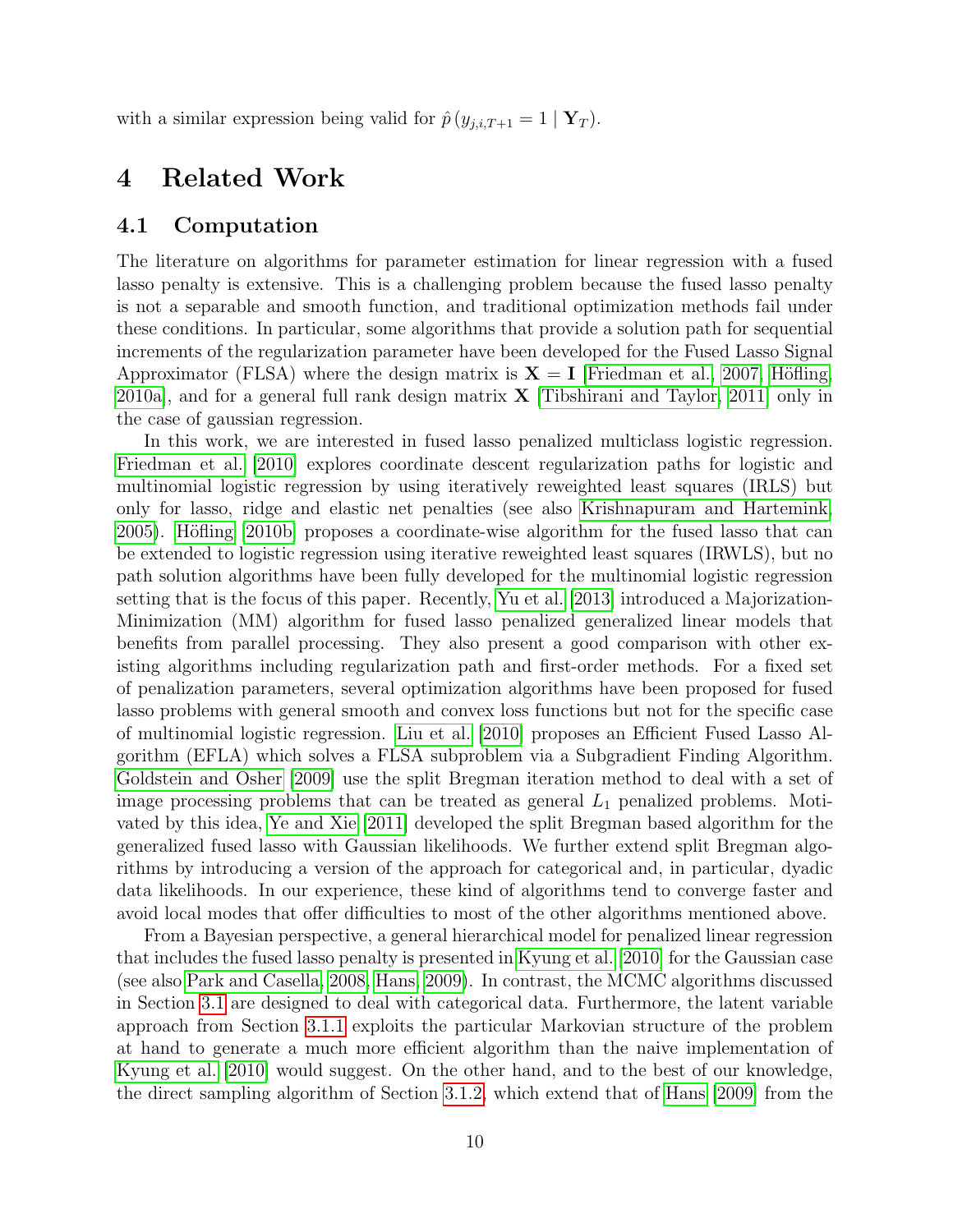with a similar expression being valid for $\hat{p}\left(y_{j,i,T+1} = 1 \mid \mathbf{Y}_T\right)$.

# 4 Related Work

## 4.1 Computation

The literature on algorithms for parameter estimation for linear regression with a fused lasso penalty is extensive. This is a challenging problem because the fused lasso penalty is not a separable and smooth function, and traditional optimization methods fail under these conditions. In particular, some algorithms that provide a solution path for sequential increments of the regularization parameter have been developed for the Fused Lasso Signal Approximator (FLSA) where the design matrix is $\mathbf{X} = \mathbf{I}$ [Friedman et al., 2007, Höfling, 2010a], and for a general full rank design matrix $\mathbf{X}$ [Tibshirani and Taylor, 2011] only in the case of gaussian regression.

In this work, we are interested in fused lasso penalized multiclass logistic regression. Friedman et al. [2010] explores coordinate descent regularization paths for logistic and multinomial logistic regression by using iteratively reweighted least squares (IRLS) but only for lasso, ridge and elastic net penalties (see also Krishnapuram and Hartemink, 2005). Höfling [2010b] proposes a coordinate-wise algorithm for the fused lasso that can be extended to logistic regression using iterative reweighted least squares (IRWLS), but no path solution algorithms have been fully developed for the multinomial logistic regression setting that is the focus of this paper. Recently, Yu et al. [2013] introduced a Majorization-Minimization (MM) algorithm for fused lasso penalized generalized linear models that benefits from parallel processing. They also present a good comparison with other existing algorithms including regularization path and first-order methods. For a fixed set of penalization parameters, several optimization algorithms have been proposed for fused lasso problems with general smooth and convex loss functions but not for the specific case of multinomial logistic regression. Liu et al. [2010] proposes an Efficient Fused Lasso Algorithm (EFLA) which solves a FLSA subproblem via a Subgradient Finding Algorithm. Goldstein and Osher [2009] use the split Bregman iteration method to deal with a set of image processing problems that can be treated as general $L_1$ penalized problems. Motivated by this idea, Ye and Xie [2011] developed the split Bregman based algorithm for the generalized fused lasso with Gaussian likelihoods. We further extend split Bregman algorithms by introducing a version of the approach for categorical and, in particular, dyadic data likelihoods. In our experience, these kind of algorithms tend to converge faster and avoid local modes that offer difficulties to most of the other algorithms mentioned above.

From a Bayesian perspective, a general hierarchical model for penalized linear regression that includes the fused lasso penalty is presented in Kyung et al. [2010] for the Gaussian case (see also Park and Casella, 2008, Hans, 2009). In contrast, the MCMC algorithms discussed in Section 3.1 are designed to deal with categorical data. Furthermore, the latent variable approach from Section 3.1.1 exploits the particular Markovian structure of the problem at hand to generate a much more efficient algorithm than the naive implementation of Kyung et al. [2010] would suggest. On the other hand, and to the best of our knowledge, the direct sampling algorithm of Section 3.1.2, which extend that of Hans [2009] from the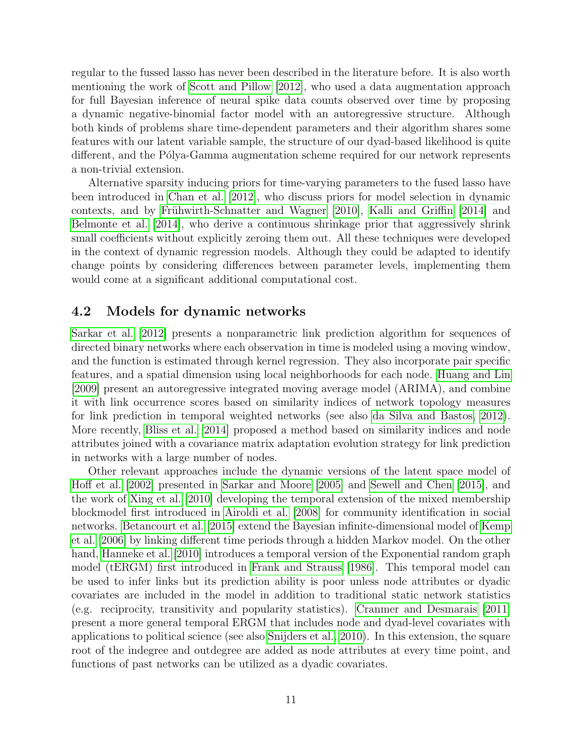regular to the fussed lasso has never been described in the literature before. It is also worth mentioning the work of Scott and Pillow [2012], who used a data augmentation approach for full Bayesian inference of neural spike data counts observed over time by proposing a dynamic negative-binomial factor model with an autoregressive structure. Although both kinds of problems share time-dependent parameters and their algorithm shares some features with our latent variable sample, the structure of our dyad-based likelihood is quite different, and the Pólya-Gamma augmentation scheme required for our network represents a non-trivial extension.

Alternative sparsity inducing priors for time-varying parameters to the fused lasso have been introduced in Chan et al. [2012], who discuss priors for model selection in dynamic contexts, and by Frühwirth-Schnatter and Wagner [2010], Kalli and Griffin [2014] and Belmonte et al. [2014], who derive a continuous shrinkage prior that aggressively shrink small coefficients without explicitly zeroing them out. All these techniques were developed in the context of dynamic regression models. Although they could be adapted to identify change points by considering differences between parameter levels, implementing them would come at a significant additional computational cost.

## 4.2 Models for dynamic networks

Sarkar et al. [2012] presents a nonparametric link prediction algorithm for sequences of directed binary networks where each observation in time is modeled using a moving window, and the function is estimated through kernel regression. They also incorporate pair specific features, and a spatial dimension using local neighborhoods for each node. Huang and Lin [2009] present an autoregressive integrated moving average model (ARIMA), and combine it with link occurrence scores based on similarity indices of network topology measures for link prediction in temporal weighted networks (see also da Silva and Bastos, 2012). More recently, Bliss et al. [2014] proposed a method based on similarity indices and node attributes joined with a covariance matrix adaptation evolution strategy for link prediction in networks with a large number of nodes.

Other relevant approaches include the dynamic versions of the latent space model of Hoff et al. [2002] presented in Sarkar and Moore [2005] and Sewell and Chen [2015], and the work of Xing et al. [2010] developing the temporal extension of the mixed membership blockmodel first introduced in Airoldi et al. [2008] for community identification in social networks. Betancourt et al. [2015] extend the Bayesian infinite-dimensional model of Kemp et al. [2006] by linking different time periods through a hidden Markov model. On the other hand, Hanneke et al. [2010] introduces a temporal version of the Exponential random graph model (tERGM) first introduced in Frank and Strauss [1986]. This temporal model can be used to infer links but its prediction ability is poor unless node attributes or dyadic covariates are included in the model in addition to traditional static network statistics (e.g. reciprocity, transitivity and popularity statistics). Cranmer and Desmarais [2011] present a more general temporal ERGM that includes node and dyad-level covariates with applications to political science (see also Snijders et al., 2010). In this extension, the square root of the indegree and outdegree are added as node attributes at every time point, and functions of past networks can be utilized as a dyadic covariates.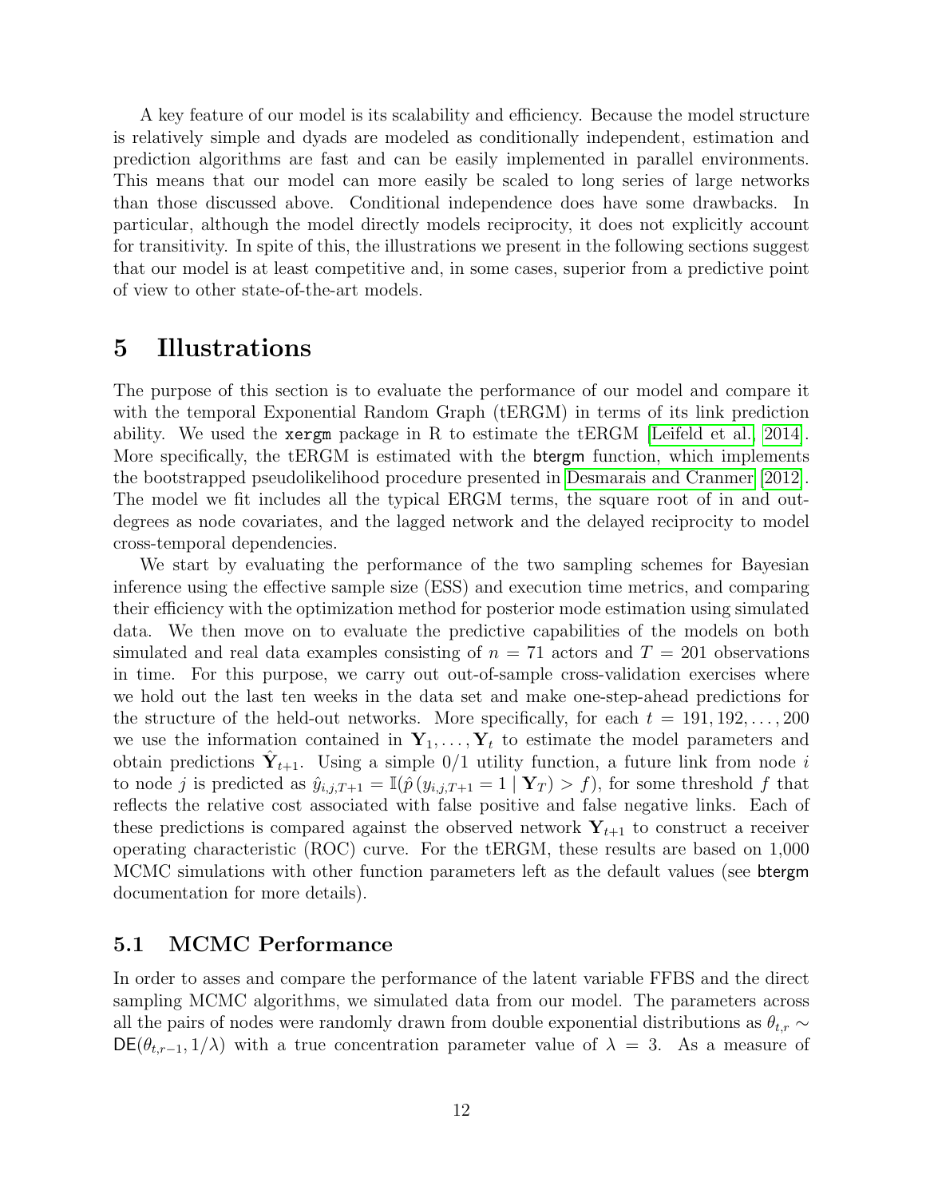A key feature of our model is its scalability and efficiency. Because the model structure is relatively simple and dyads are modeled as conditionally independent, estimation and prediction algorithms are fast and can be easily implemented in parallel environments. This means that our model can more easily be scaled to long series of large networks than those discussed above. Conditional independence does have some drawbacks. In particular, although the model directly models reciprocity, it does not explicitly account for transitivity. In spite of this, the illustrations we present in the following sections suggest that our model is at least competitive and, in some cases, superior from a predictive point of view to other state-of-the-art models.

# 5 Illustrations

The purpose of this section is to evaluate the performance of our model and compare it with the temporal Exponential Random Graph (tERGM) in terms of its link prediction ability. We used the `xergm` package in R to estimate the tERGM [Leifeld et al., 2014]. More specifically, the tERGM is estimated with the btergm function, which implements the bootstrapped pseudolikelihood procedure presented in Desmarais and Cranmer [2012]. The model we fit includes all the typical ERGM terms, the square root of in and out-degrees as node covariates, and the lagged network and the delayed reciprocity to model cross-temporal dependencies.

We start by evaluating the performance of the two sampling schemes for Bayesian inference using the effective sample size (ESS) and execution time metrics, and comparing their efficiency with the optimization method for posterior mode estimation using simulated data. We then move on to evaluate the predictive capabilities of the models on both simulated and real data examples consisting of $n = 71$ actors and $T = 201$ observations in time. For this purpose, we carry out out-of-sample cross-validation exercises where we hold out the last ten weeks in the data set and make one-step-ahead predictions for the structure of the held-out networks. More specifically, for each $t = 191, 192, \ldots, 200$ we use the information contained in $\mathbf{Y}_1, \ldots, \mathbf{Y}_t$ to estimate the model parameters and obtain predictions $\hat{\mathbf{Y}}_{t+1}$. Using a simple 0/1 utility function, a future link from node $i$ to node $j$ is predicted as $\hat{y}_{i,j,T+1} = \mathbb{I}(\hat{p}\,(y_{i,j,T+1} = 1 \mid \mathbf{Y}_T) > f)$, for some threshold $f$ that reflects the relative cost associated with false positive and false negative links. Each of these predictions is compared against the observed network $\mathbf{Y}_{t+1}$ to construct a receiver operating characteristic (ROC) curve. For the tERGM, these results are based on 1,000 MCMC simulations with other function parameters left as the default values (see btergm documentation for more details).

## 5.1 MCMC Performance

In order to asses and compare the performance of the latent variable FFBS and the direct sampling MCMC algorithms, we simulated data from our model. The parameters across all the pairs of nodes were randomly drawn from double exponential distributions as $\theta_{t,r} \sim \mathsf{DE}(\theta_{t,r-1}, 1/\lambda)$ with a true concentration parameter value of $\lambda = 3$. As a measure of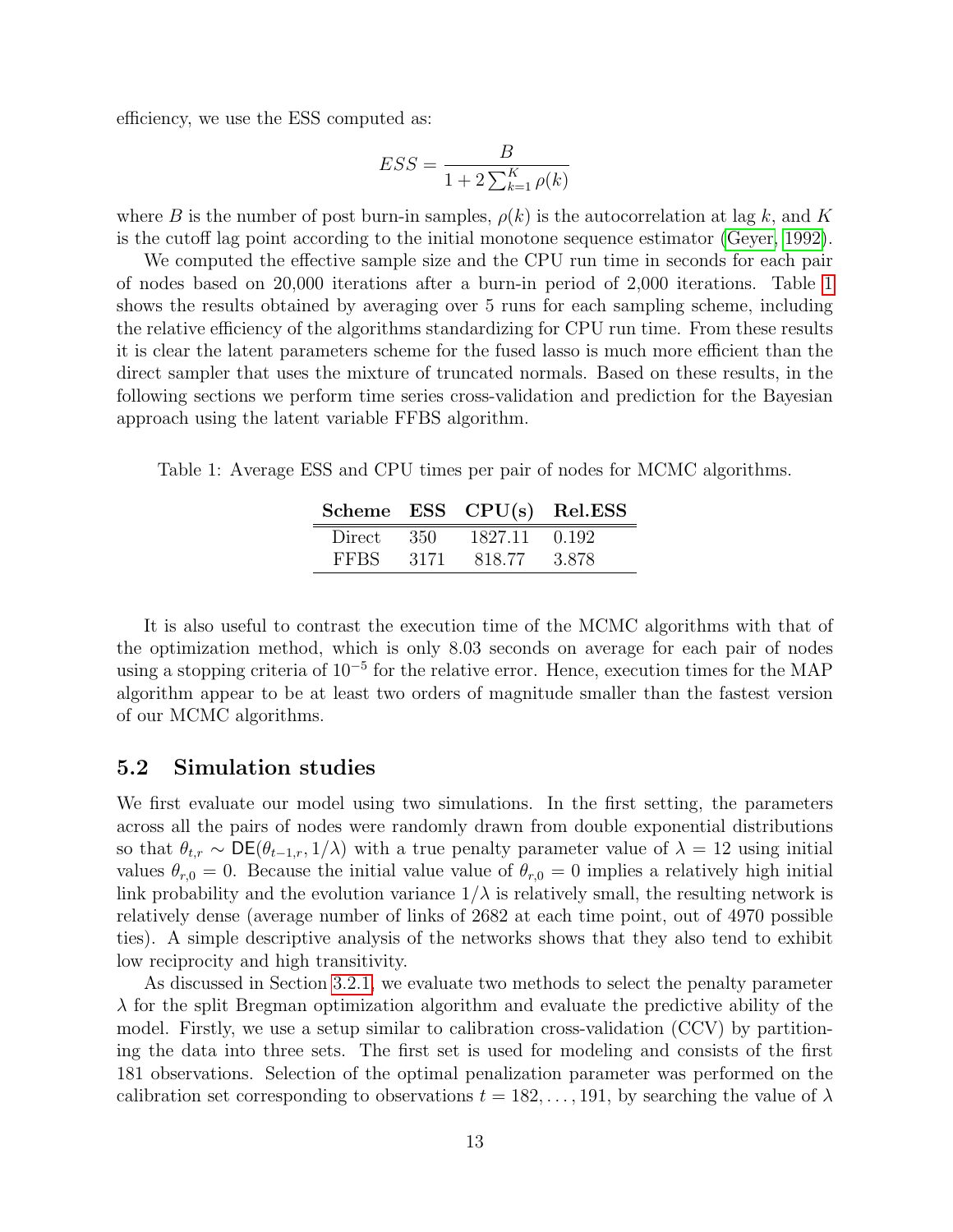efficiency, we use the ESS computed as:

$$ESS = \frac{B}{1 + 2\sum_{k=1}^{K} \rho(k)}$$

where $B$ is the number of post burn-in samples, $\rho(k)$ is the autocorrelation at lag $k$, and $K$ is the cutoff lag point according to the initial monotone sequence estimator (Geyer, 1992).

We computed the effective sample size and the CPU run time in seconds for each pair of nodes based on 20,000 iterations after a burn-in period of 2,000 iterations. Table 1 shows the results obtained by averaging over 5 runs for each sampling scheme, including the relative efficiency of the algorithms standardizing for CPU run time. From these results it is clear the latent parameters scheme for the fused lasso is much more efficient than the direct sampler that uses the mixture of truncated normals. Based on these results, in the following sections we perform time series cross-validation and prediction for the Bayesian approach using the latent variable FFBS algorithm.

Table 1: Average ESS and CPU times per pair of nodes for MCMC algorithms.

| Scheme | ESS | CPU(s) | Rel.ESS |
|---|---|---|---|
| Direct | 350 | 1827.11 | 0.192 |
| FFBS | 3171 | 818.77 | 3.878 |

It is also useful to contrast the execution time of the MCMC algorithms with that of the optimization method, which is only 8.03 seconds on average for each pair of nodes using a stopping criteria of $10^{-5}$ for the relative error. Hence, execution times for the MAP algorithm appear to be at least two orders of magnitude smaller than the fastest version of our MCMC algorithms.

## 5.2 Simulation studies

We first evaluate our model using two simulations. In the first setting, the parameters across all the pairs of nodes were randomly drawn from double exponential distributions so that $\theta_{t,r} \sim \mathsf{DE}(\theta_{t-1,r}, 1/\lambda)$ with a true penalty parameter value of $\lambda = 12$ using initial values $\theta_{r,0} = 0$. Because the initial value value of $\theta_{r,0} = 0$ implies a relatively high initial link probability and the evolution variance $1/\lambda$ is relatively small, the resulting network is relatively dense (average number of links of 2682 at each time point, out of 4970 possible ties). A simple descriptive analysis of the networks shows that they also tend to exhibit low reciprocity and high transitivity.

As discussed in Section 3.2.1, we evaluate two methods to select the penalty parameter $\lambda$ for the split Bregman optimization algorithm and evaluate the predictive ability of the model. Firstly, we use a setup similar to calibration cross-validation (CCV) by partitioning the data into three sets. The first set is used for modeling and consists of the first 181 observations. Selection of the optimal penalization parameter was performed on the calibration set corresponding to observations $t = 182, \ldots, 191$, by searching the value of $\lambda$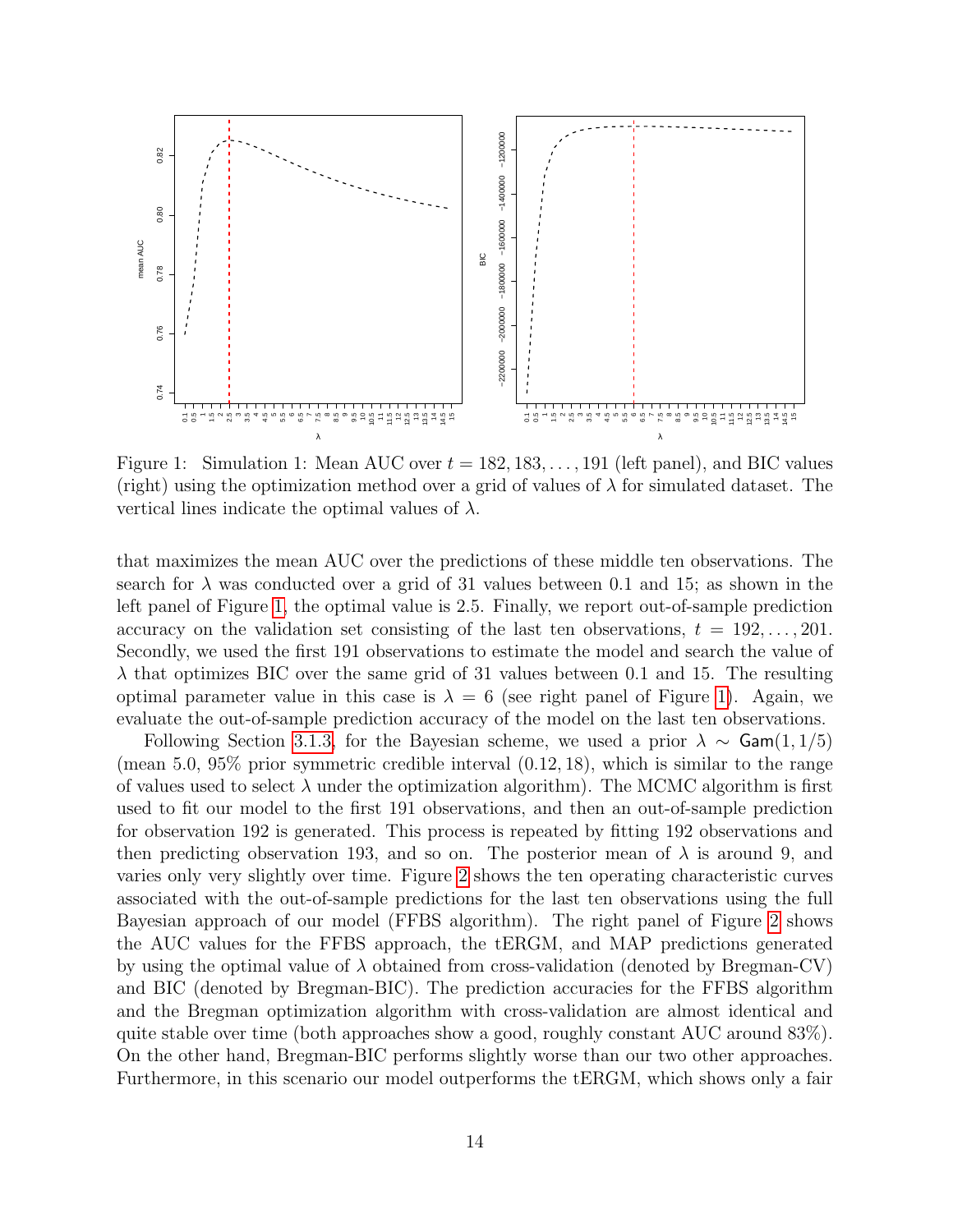Figure 1: Simulation 1: Mean AUC over $t = 182, 183, \ldots, 191$ (left panel), and BIC values (right) using the optimization method over a grid of values of $\lambda$ for simulated dataset. The vertical lines indicate the optimal values of $\lambda$.

that maximizes the mean AUC over the predictions of these middle ten observations. The search for $\lambda$ was conducted over a grid of 31 values between 0.1 and 15; as shown in the left panel of Figure 1, the optimal value is 2.5. Finally, we report out-of-sample prediction accuracy on the validation set consisting of the last ten observations, $t = 192, \ldots, 201$. Secondly, we used the first 191 observations to estimate the model and search the value of $\lambda$ that optimizes BIC over the same grid of 31 values between 0.1 and 15. The resulting optimal parameter value in this case is $\lambda = 6$ (see right panel of Figure 1). Again, we evaluate the out-of-sample prediction accuracy of the model on the last ten observations.

Following Section 3.1.3, for the Bayesian scheme, we used a prior $\lambda \sim \mathsf{Gam}(1, 1/5)$ (mean 5.0, 95% prior symmetric credible interval $(0.12, 18)$), which is similar to the range of values used to select $\lambda$ under the optimization algorithm). The MCMC algorithm is first used to fit our model to the first 191 observations, and then an out-of-sample prediction for observation 192 is generated. This process is repeated by fitting 192 observations and then predicting observation 193, and so on. The posterior mean of $\lambda$ is around 9, and varies only very slightly over time. Figure 2 shows the ten operating characteristic curves associated with the out-of-sample predictions for the last ten observations using the full Bayesian approach of our model (FFBS algorithm). The right panel of Figure 2 shows the AUC values for the FFBS approach, the tERGM, and MAP predictions generated by using the optimal value of $\lambda$ obtained from cross-validation (denoted by Bregman-CV) and BIC (denoted by Bregman-BIC). The prediction accuracies for the FFBS algorithm and the Bregman optimization algorithm with cross-validation are almost identical and quite stable over time (both approaches show a good, roughly constant AUC around 83%). On the other hand, Bregman-BIC performs slightly worse than our two other approaches. Furthermore, in this scenario our model outperforms the tERGM, which shows only a fair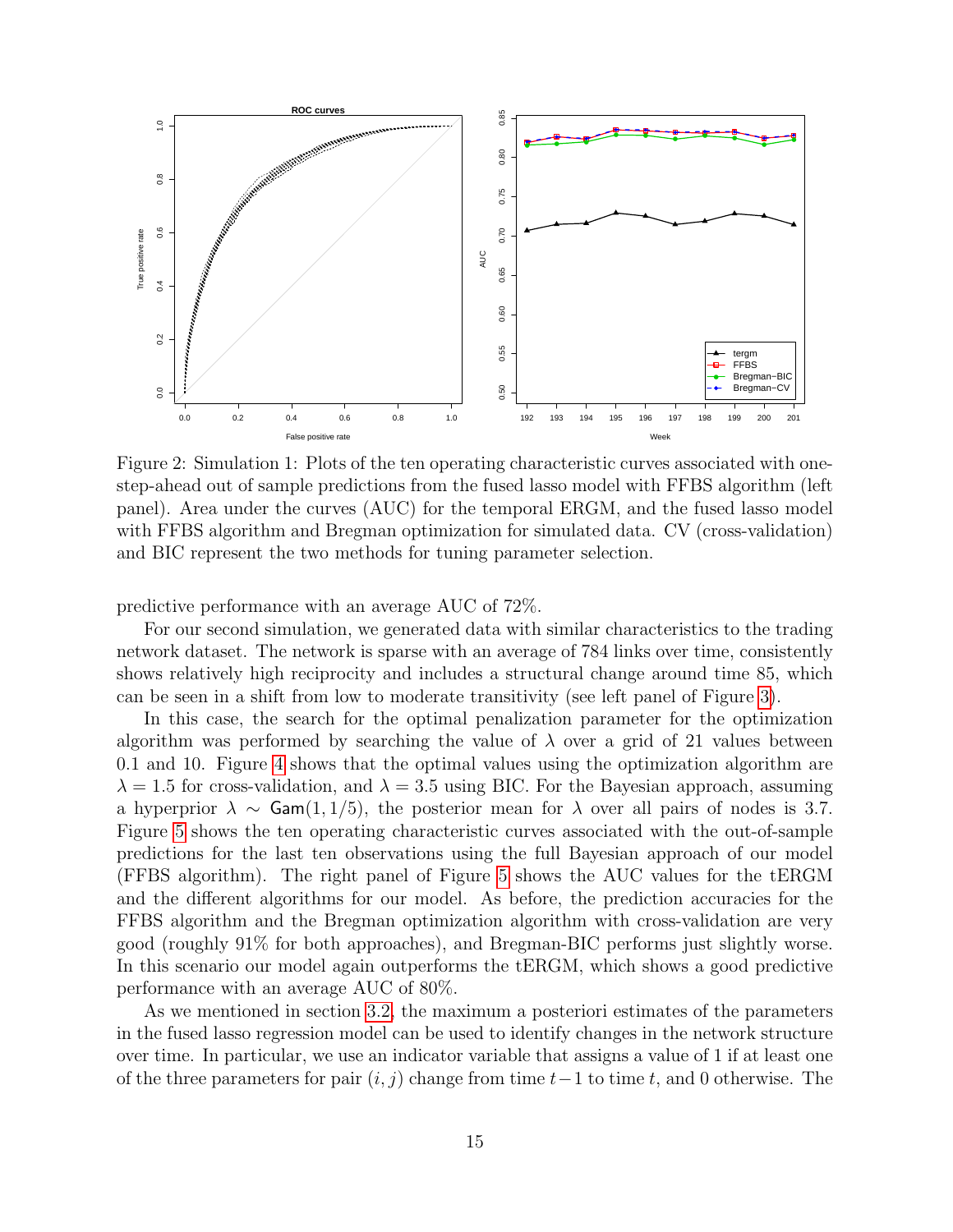Figure 2: Simulation 1: Plots of the ten operating characteristic curves associated with one-step-ahead out of sample predictions from the fused lasso model with FFBS algorithm (left panel). Area under the curves (AUC) for the temporal ERGM, and the fused lasso model with FFBS algorithm and Bregman optimization for simulated data. CV (cross-validation) and BIC represent the two methods for tuning parameter selection.

predictive performance with an average AUC of 72%.

For our second simulation, we generated data with similar characteristics to the trading network dataset. The network is sparse with an average of 784 links over time, consistently shows relatively high reciprocity and includes a structural change around time 85, which can be seen in a shift from low to moderate transitivity (see left panel of Figure 3).

In this case, the search for the optimal penalization parameter for the optimization algorithm was performed by searching the value of $\lambda$ over a grid of 21 values between 0.1 and 10. Figure 4 shows that the optimal values using the optimization algorithm are $\lambda = 1.5$ for cross-validation, and $\lambda = 3.5$ using BIC. For the Bayesian approach, assuming a hyperprior $\lambda \sim \mathsf{Gam}(1, 1/5)$, the posterior mean for $\lambda$ over all pairs of nodes is 3.7. Figure 5 shows the ten operating characteristic curves associated with the out-of-sample predictions for the last ten observations using the full Bayesian approach of our model (FFBS algorithm). The right panel of Figure 5 shows the AUC values for the tERGM and the different algorithms for our model. As before, the prediction accuracies for the FFBS algorithm and the Bregman optimization algorithm with cross-validation are very good (roughly 91% for both approaches), and Bregman-BIC performs just slightly worse. In this scenario our model again outperforms the tERGM, which shows a good predictive performance with an average AUC of 80%.

As we mentioned in section 3.2, the maximum a posteriori estimates of the parameters in the fused lasso regression model can be used to identify changes in the network structure over time. In particular, we use an indicator variable that assigns a value of 1 if at least one of the three parameters for pair $(i, j)$ change from time $t-1$ to time $t$, and 0 otherwise. The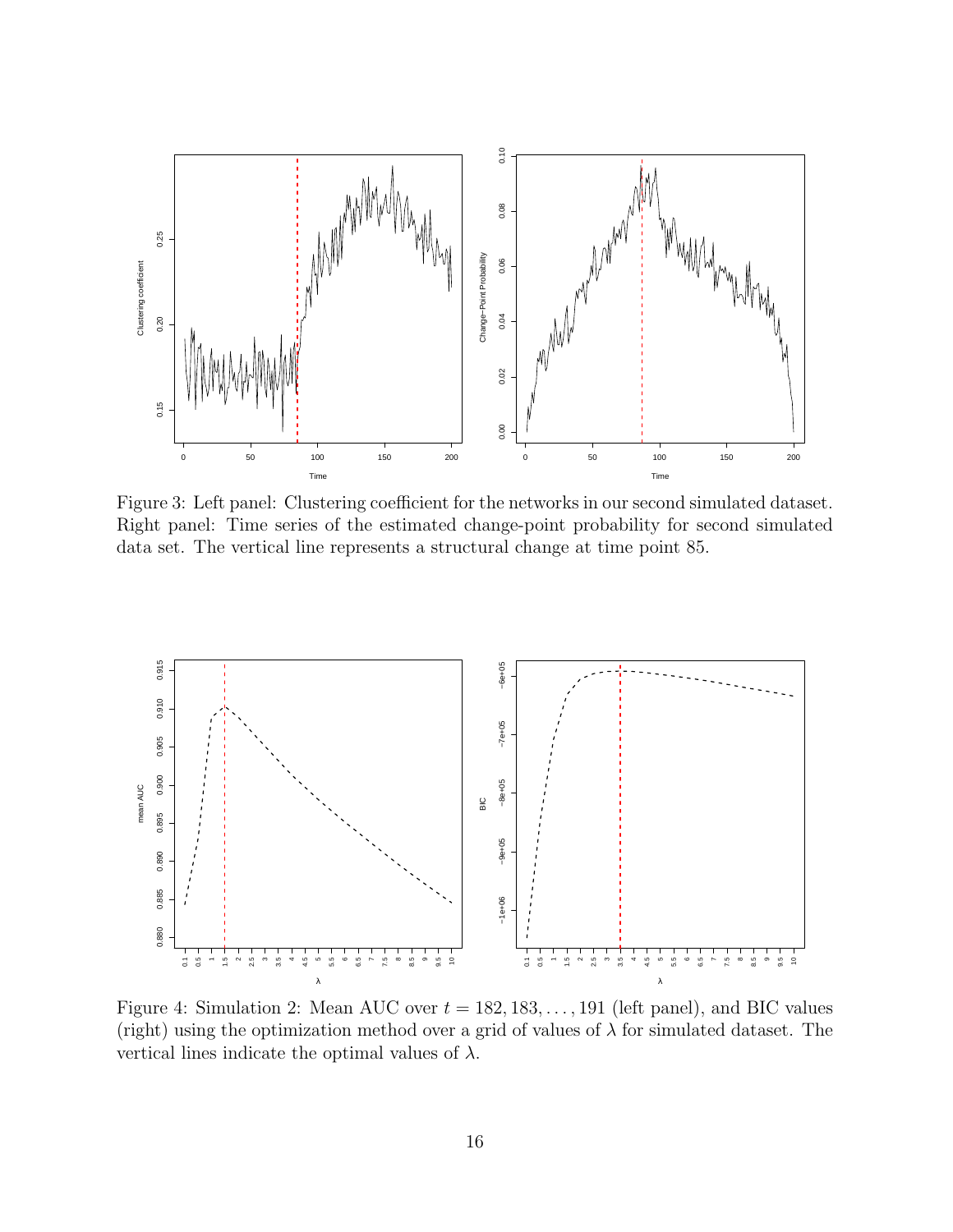Figure 3: Left panel: Clustering coefficient for the networks in our second simulated dataset. Right panel: Time series of the estimated change-point probability for second simulated data set. The vertical line represents a structural change at time point 85.

Figure 4: Simulation 2: Mean AUC over $t = 182, 183, \ldots, 191$ (left panel), and BIC values (right) using the optimization method over a grid of values of $\lambda$ for simulated dataset. The vertical lines indicate the optimal values of $\lambda$.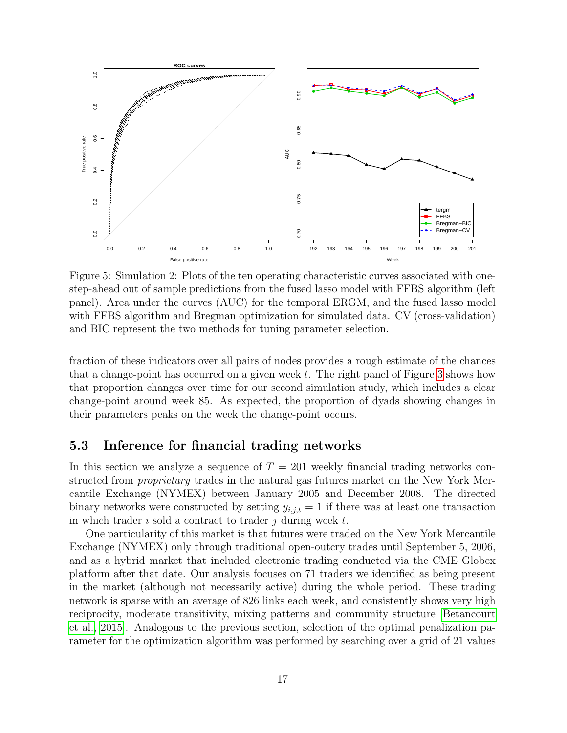Figure 5: Simulation 2: Plots of the ten operating characteristic curves associated with one-step-ahead out of sample predictions from the fused lasso model with FFBS algorithm (left panel). Area under the curves (AUC) for the temporal ERGM, and the fused lasso model with FFBS algorithm and Bregman optimization for simulated data. CV (cross-validation) and BIC represent the two methods for tuning parameter selection.

fraction of these indicators over all pairs of nodes provides a rough estimate of the chances that a change-point has occurred on a given week $t$. The right panel of Figure 3 shows how that proportion changes over time for our second simulation study, which includes a clear change-point around week 85. As expected, the proportion of dyads showing changes in their parameters peaks on the week the change-point occurs.

### 5.3 Inference for financial trading networks

In this section we analyze a sequence of $T = 201$ weekly financial trading networks constructed from *proprietary* trades in the natural gas futures market on the New York Mercantile Exchange (NYMEX) between January 2005 and December 2008. The directed binary networks were constructed by setting $y_{i,j,t} = 1$ if there was at least one transaction in which trader $i$ sold a contract to trader $j$ during week $t$.

One particularity of this market is that futures were traded on the New York Mercantile Exchange (NYMEX) only through traditional open-outcry trades until September 5, 2006, and as a hybrid market that included electronic trading conducted via the CME Globex platform after that date. Our analysis focuses on 71 traders we identified as being present in the market (although not necessarily active) during the whole period. These trading network is sparse with an average of 826 links each week, and consistently shows very high reciprocity, moderate transitivity, mixing patterns and community structure [Betancourt et al., 2015]. Analogous to the previous section, selection of the optimal penalization parameter for the optimization algorithm was performed by searching over a grid of 21 values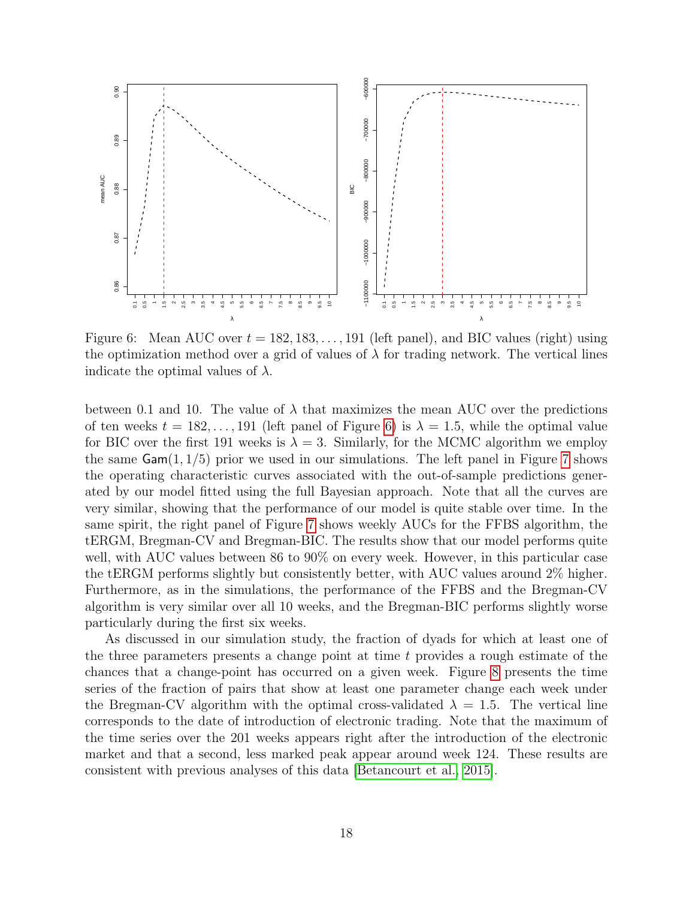Figure 6: Mean AUC over $t = 182, 183, \ldots, 191$ (left panel), and BIC values (right) using the optimization method over a grid of values of $\lambda$ for trading network. The vertical lines indicate the optimal values of $\lambda$.

between 0.1 and 10. The value of $\lambda$ that maximizes the mean AUC over the predictions of ten weeks $t = 182, \ldots, 191$ (left panel of Figure 6) is $\lambda = 1.5$, while the optimal value for BIC over the first 191 weeks is $\lambda = 3$. Similarly, for the MCMC algorithm we employ the same $\mathsf{Gam}(1, 1/5)$ prior we used in our simulations. The left panel in Figure 7 shows the operating characteristic curves associated with the out-of-sample predictions generated by our model fitted using the full Bayesian approach. Note that all the curves are very similar, showing that the performance of our model is quite stable over time. In the same spirit, the right panel of Figure 7 shows weekly AUCs for the FFBS algorithm, the tERGM, Bregman-CV and Bregman-BIC. The results show that our model performs quite well, with AUC values between 86 to 90% on every week. However, in this particular case the tERGM performs slightly but consistently better, with AUC values around 2% higher. Furthermore, as in the simulations, the performance of the FFBS and the Bregman-CV algorithm is very similar over all 10 weeks, and the Bregman-BIC performs slightly worse particularly during the first six weeks.

As discussed in our simulation study, the fraction of dyads for which at least one of the three parameters presents a change point at time $t$ provides a rough estimate of the chances that a change-point has occurred on a given week. Figure 8 presents the time series of the fraction of pairs that show at least one parameter change each week under the Bregman-CV algorithm with the optimal cross-validated $\lambda = 1.5$. The vertical line corresponds to the date of introduction of electronic trading. Note that the maximum of the time series over the 201 weeks appears right after the introduction of the electronic market and that a second, less marked peak appear around week 124. These results are consistent with previous analyses of this data [Betancourt et al., 2015].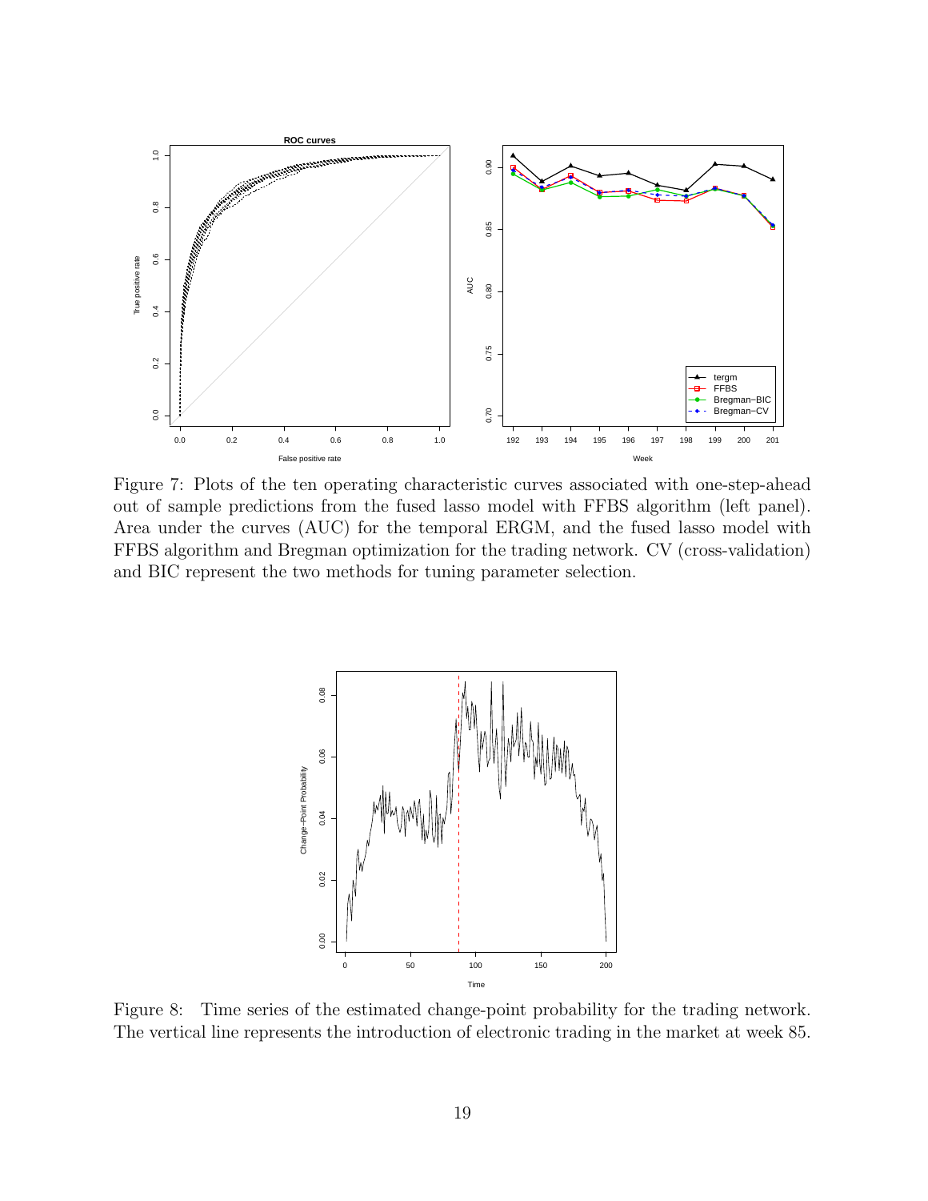Figure 7: Plots of the ten operating characteristic curves associated with one-step-ahead out of sample predictions from the fused lasso model with FFBS algorithm (left panel). Area under the curves (AUC) for the temporal ERGM, and the fused lasso model with FFBS algorithm and Bregman optimization for the trading network. CV (cross-validation) and BIC represent the two methods for tuning parameter selection.

Figure 8: Time series of the estimated change-point probability for the trading network. The vertical line represents the introduction of electronic trading in the market at week 85.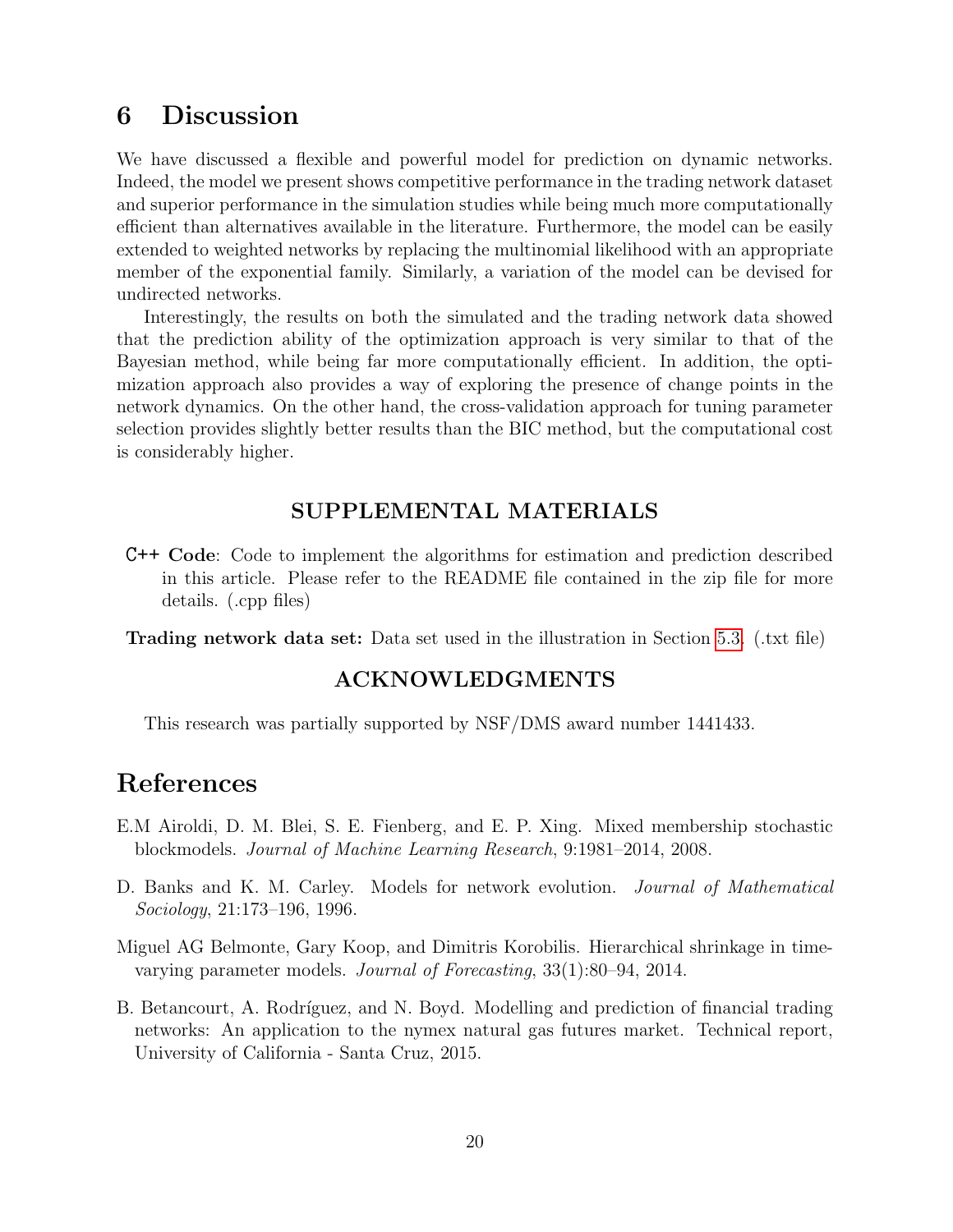# 6 Discussion

We have discussed a flexible and powerful model for prediction on dynamic networks. Indeed, the model we present shows competitive performance in the trading network dataset and superior performance in the simulation studies while being much more computationally efficient than alternatives available in the literature. Furthermore, the model can be easily extended to weighted networks by replacing the multinomial likelihood with an appropriate member of the exponential family. Similarly, a variation of the model can be devised for undirected networks.

Interestingly, the results on both the simulated and the trading network data showed that the prediction ability of the optimization approach is very similar to that of the Bayesian method, while being far more computationally efficient. In addition, the optimization approach also provides a way of exploring the presence of change points in the network dynamics. On the other hand, the cross-validation approach for tuning parameter selection provides slightly better results than the BIC method, but the computational cost is considerably higher.

## SUPPLEMENTAL MATERIALS

**C++ Code**: Code to implement the algorithms for estimation and prediction described in this article. Please refer to the README file contained in the zip file for more details. (.cpp files)

**Trading network data set:** Data set used in the illustration in Section 5.3. (.txt file)

## ACKNOWLEDGMENTS

This research was partially supported by NSF/DMS award number 1441433.

# References

E.M Airoldi, D. M. Blei, S. E. Fienberg, and E. P. Xing. Mixed membership stochastic blockmodels. *Journal of Machine Learning Research*, 9:1981–2014, 2008.

D. Banks and K. M. Carley. Models for network evolution. *Journal of Mathematical Sociology*, 21:173–196, 1996.

Miguel AG Belmonte, Gary Koop, and Dimitris Korobilis. Hierarchical shrinkage in time-varying parameter models. *Journal of Forecasting*, 33(1):80–94, 2014.

B. Betancourt, A. Rodríguez, and N. Boyd. Modelling and prediction of financial trading networks: An application to the nymex natural gas futures market. Technical report, University of California - Santa Cruz, 2015.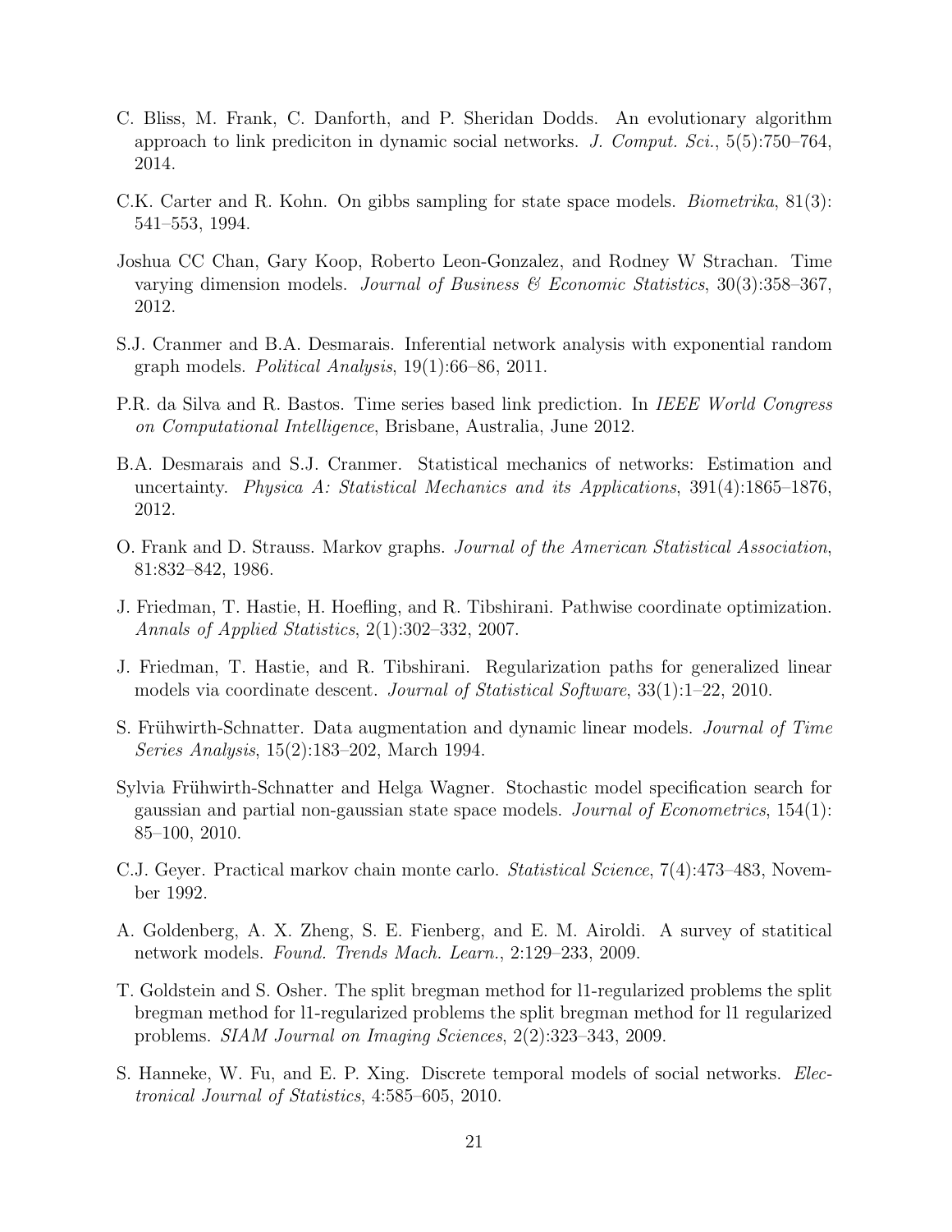C. Bliss, M. Frank, C. Danforth, and P. Sheridan Dodds. An evolutionary algorithm approach to link prediciton in dynamic social networks. *J. Comput. Sci.*, 5(5):750–764, 2014.

C.K. Carter and R. Kohn. On gibbs sampling for state space models. *Biometrika*, 81(3): 541–553, 1994.

Joshua CC Chan, Gary Koop, Roberto Leon-Gonzalez, and Rodney W Strachan. Time varying dimension models. *Journal of Business & Economic Statistics*, 30(3):358–367, 2012.

S.J. Cranmer and B.A. Desmarais. Inferential network analysis with exponential random graph models. *Political Analysis*, 19(1):66–86, 2011.

P.R. da Silva and R. Bastos. Time series based link prediction. In *IEEE World Congress on Computational Intelligence*, Brisbane, Australia, June 2012.

B.A. Desmarais and S.J. Cranmer. Statistical mechanics of networks: Estimation and uncertainty. *Physica A: Statistical Mechanics and its Applications*, 391(4):1865–1876, 2012.

O. Frank and D. Strauss. Markov graphs. *Journal of the American Statistical Association*, 81:832–842, 1986.

J. Friedman, T. Hastie, H. Hoefling, and R. Tibshirani. Pathwise coordinate optimization. *Annals of Applied Statistics*, 2(1):302–332, 2007.

J. Friedman, T. Hastie, and R. Tibshirani. Regularization paths for generalized linear models via coordinate descent. *Journal of Statistical Software*, 33(1):1–22, 2010.

S. Frühwirth-Schnatter. Data augmentation and dynamic linear models. *Journal of Time Series Analysis*, 15(2):183–202, March 1994.

Sylvia Frühwirth-Schnatter and Helga Wagner. Stochastic model specification search for gaussian and partial non-gaussian state space models. *Journal of Econometrics*, 154(1): 85–100, 2010.

C.J. Geyer. Practical markov chain monte carlo. *Statistical Science*, 7(4):473–483, November 1992.

A. Goldenberg, A. X. Zheng, S. E. Fienberg, and E. M. Airoldi. A survey of statitical network models. *Found. Trends Mach. Learn.*, 2:129–233, 2009.

T. Goldstein and S. Osher. The split bregman method for l1-regularized problems the split bregman method for l1-regularized problems the split bregman method for l1 regularized problems. *SIAM Journal on Imaging Sciences*, 2(2):323–343, 2009.

S. Hanneke, W. Fu, and E. P. Xing. Discrete temporal models of social networks. *Electronical Journal of Statistics*, 4:585–605, 2010.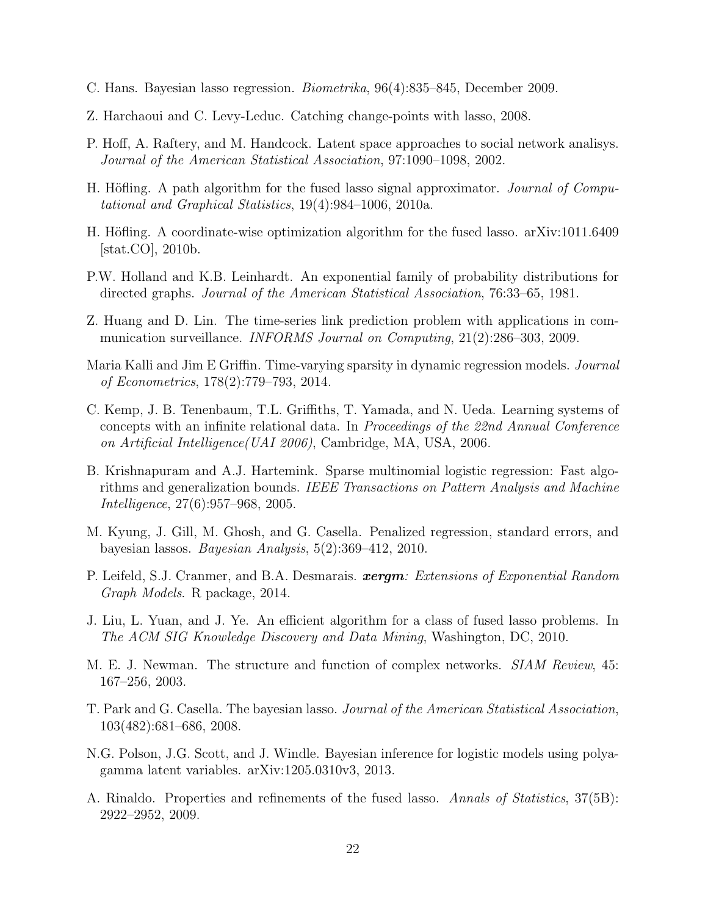C. Hans. Bayesian lasso regression. *Biometrika*, 96(4):835–845, December 2009.

Z. Harchaoui and C. Levy-Leduc. Catching change-points with lasso, 2008.

P. Hoff, A. Raftery, and M. Handcock. Latent space approaches to social network analisys. *Journal of the American Statistical Association*, 97:1090–1098, 2002.

H. Höfling. A path algorithm for the fused lasso signal approximator. *Journal of Computational and Graphical Statistics*, 19(4):984–1006, 2010a.

H. Höfling. A coordinate-wise optimization algorithm for the fused lasso. arXiv:1011.6409 [stat.CO], 2010b.

P.W. Holland and K.B. Leinhardt. An exponential family of probability distributions for directed graphs. *Journal of the American Statistical Association*, 76:33–65, 1981.

Z. Huang and D. Lin. The time-series link prediction problem with applications in communication surveillance. *INFORMS Journal on Computing*, 21(2):286–303, 2009.

Maria Kalli and Jim E Griffin. Time-varying sparsity in dynamic regression models. *Journal of Econometrics*, 178(2):779–793, 2014.

C. Kemp, J. B. Tenenbaum, T.L. Griffiths, T. Yamada, and N. Ueda. Learning systems of concepts with an infinite relational data. In *Proceedings of the 22nd Annual Conference on Artificial Intelligence(UAI 2006)*, Cambridge, MA, USA, 2006.

B. Krishnapuram and A.J. Hartemink. Sparse multinomial logistic regression: Fast algorithms and generalization bounds. *IEEE Transactions on Pattern Analysis and Machine Intelligence*, 27(6):957–968, 2005.

M. Kyung, J. Gill, M. Ghosh, and G. Casella. Penalized regression, standard errors, and bayesian lassos. *Bayesian Analysis*, 5(2):369–412, 2010.

P. Leifeld, S.J. Cranmer, and B.A. Desmarais. ***xergm**: Extensions of Exponential Random Graph Models*. R package, 2014.

J. Liu, L. Yuan, and J. Ye. An efficient algorithm for a class of fused lasso problems. In *The ACM SIG Knowledge Discovery and Data Mining*, Washington, DC, 2010.

M. E. J. Newman. The structure and function of complex networks. *SIAM Review*, 45: 167–256, 2003.

T. Park and G. Casella. The bayesian lasso. *Journal of the American Statistical Association*, 103(482):681–686, 2008.

N.G. Polson, J.G. Scott, and J. Windle. Bayesian inference for logistic models using polyagamma latent variables. arXiv:1205.0310v3, 2013.

A. Rinaldo. Properties and refinements of the fused lasso. *Annals of Statistics*, 37(5B): 2922–2952, 2009.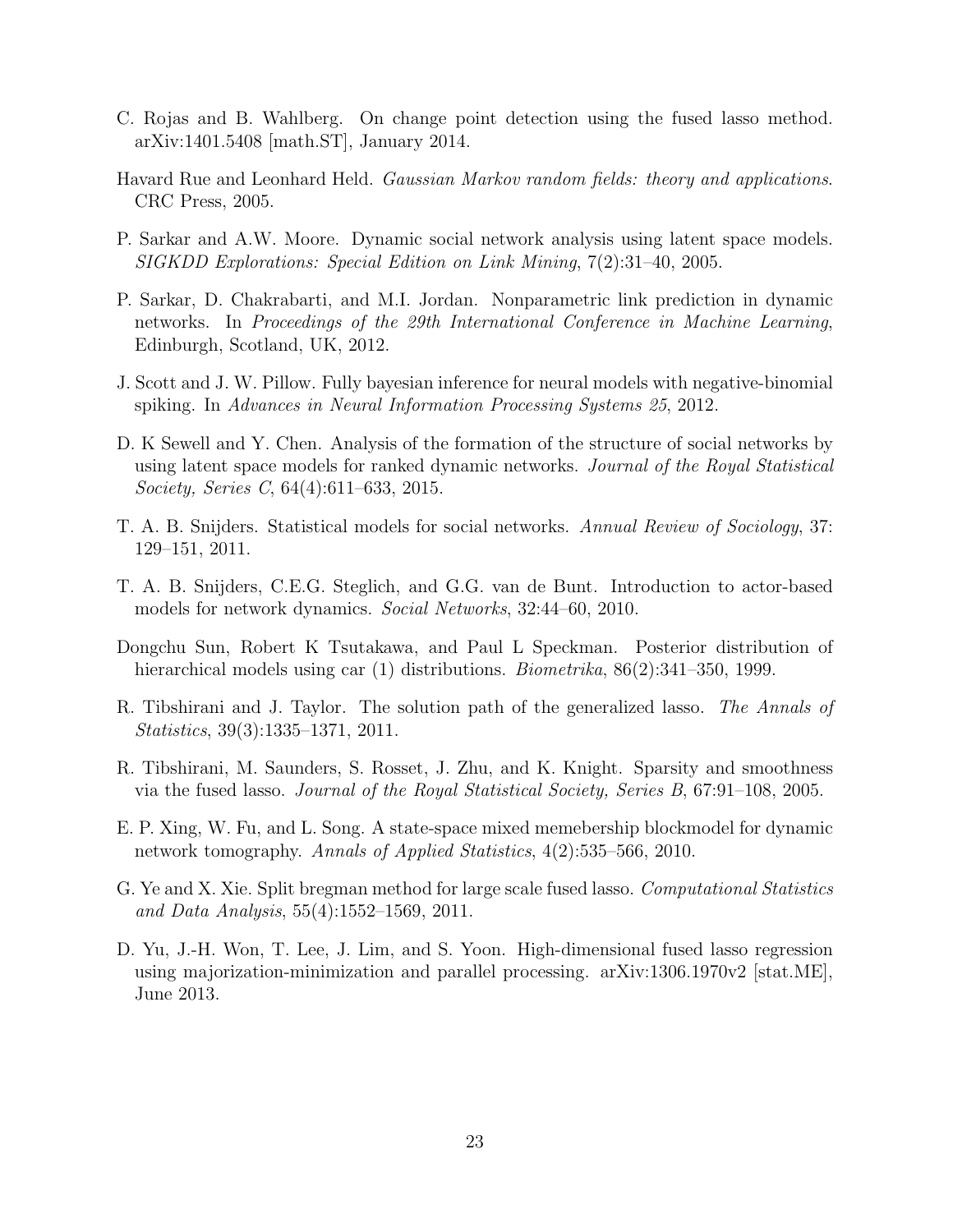C. Rojas and B. Wahlberg. On change point detection using the fused lasso method. arXiv:1401.5408 [math.ST], January 2014.

Havard Rue and Leonhard Held. *Gaussian Markov random fields: theory and applications*. CRC Press, 2005.

P. Sarkar and A.W. Moore. Dynamic social network analysis using latent space models. *SIGKDD Explorations: Special Edition on Link Mining*, 7(2):31–40, 2005.

P. Sarkar, D. Chakrabarti, and M.I. Jordan. Nonparametric link prediction in dynamic networks. In *Proceedings of the 29th International Conference in Machine Learning*, Edinburgh, Scotland, UK, 2012.

J. Scott and J. W. Pillow. Fully bayesian inference for neural models with negative-binomial spiking. In *Advances in Neural Information Processing Systems 25*, 2012.

D. K Sewell and Y. Chen. Analysis of the formation of the structure of social networks by using latent space models for ranked dynamic networks. *Journal of the Royal Statistical Society, Series C*, 64(4):611–633, 2015.

T. A. B. Snijders. Statistical models for social networks. *Annual Review of Sociology*, 37: 129–151, 2011.

T. A. B. Snijders, C.E.G. Steglich, and G.G. van de Bunt. Introduction to actor-based models for network dynamics. *Social Networks*, 32:44–60, 2010.

Dongchu Sun, Robert K Tsutakawa, and Paul L Speckman. Posterior distribution of hierarchical models using car (1) distributions. *Biometrika*, 86(2):341–350, 1999.

R. Tibshirani and J. Taylor. The solution path of the generalized lasso. *The Annals of Statistics*, 39(3):1335–1371, 2011.

R. Tibshirani, M. Saunders, S. Rosset, J. Zhu, and K. Knight. Sparsity and smoothness via the fused lasso. *Journal of the Royal Statistical Society, Series B*, 67:91–108, 2005.

E. P. Xing, W. Fu, and L. Song. A state-space mixed memebership blockmodel for dynamic network tomography. *Annals of Applied Statistics*, 4(2):535–566, 2010.

G. Ye and X. Xie. Split bregman method for large scale fused lasso. *Computational Statistics and Data Analysis*, 55(4):1552–1569, 2011.

D. Yu, J.-H. Won, T. Lee, J. Lim, and S. Yoon. High-dimensional fused lasso regression using majorization-minimization and parallel processing. arXiv:1306.1970v2 [stat.ME], June 2013.